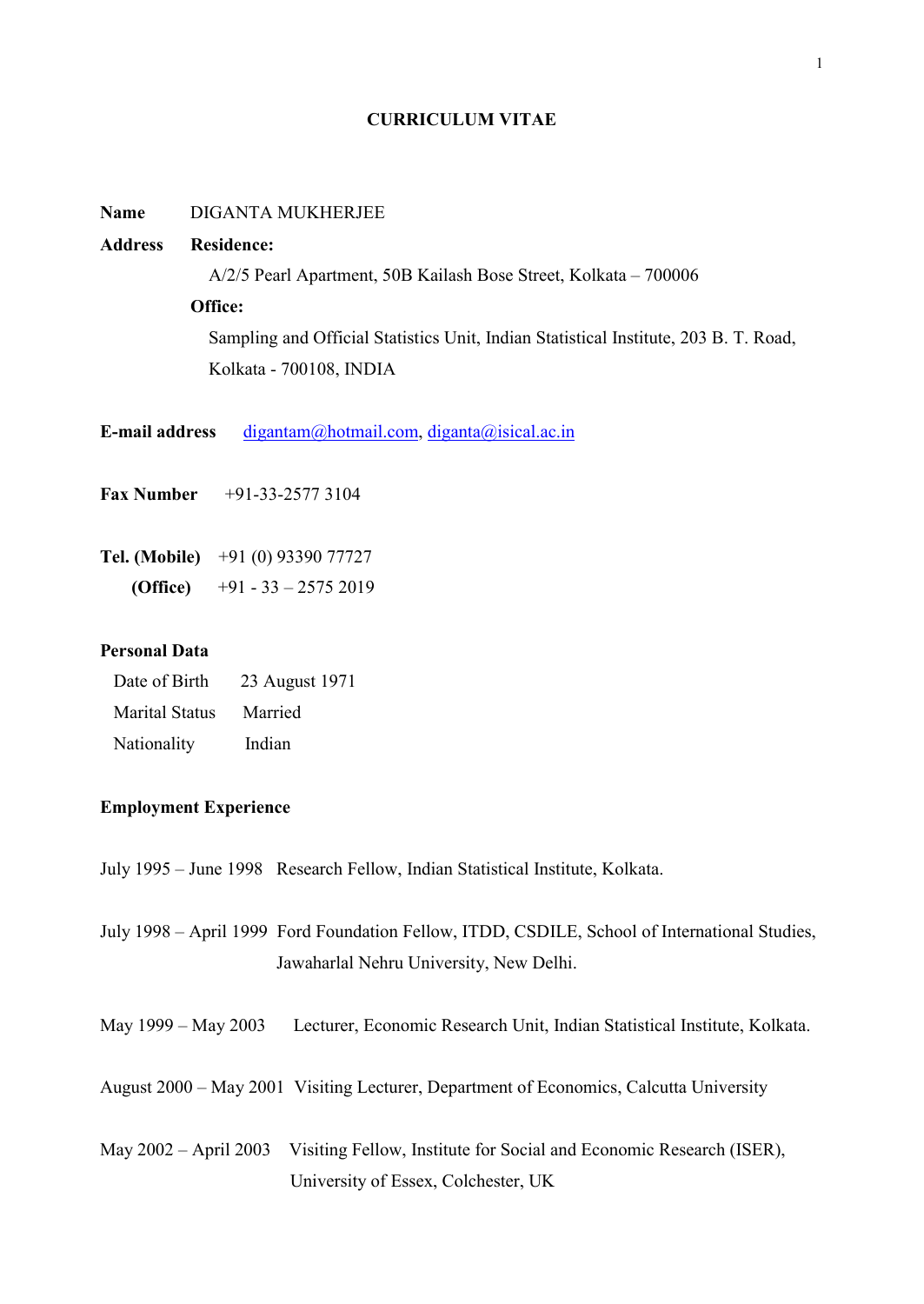# CURRICULUM VITAE

**Name** DIGANTA MUKHERJEE

**Address** **Residence:**

A/2/5 Pearl Apartment, 50B Kailash Bose Street, Kolkata – 700006

**Office:**

Sampling and Official Statistics Unit, Indian Statistical Institute, 203 B. T. Road, Kolkata - 700108, INDIA

**E-mail address** digantam@hotmail.com, diganta@isical.ac.in

**Fax Number** +91-33-2577 3104

**Tel. (Mobile)** +91 (0) 93390 77727

**(Office)** +91 - 33 – 2575 2019

**Personal Data**

Date of Birth 23 August 1971

Marital Status Married

Nationality Indian

**Employment Experience**

July 1995 – June 1998 Research Fellow, Indian Statistical Institute, Kolkata.

July 1998 – April 1999 Ford Foundation Fellow, ITDD, CSDILE, School of International Studies, Jawaharlal Nehru University, New Delhi.

May 1999 – May 2003 Lecturer, Economic Research Unit, Indian Statistical Institute, Kolkata.

August 2000 – May 2001 Visiting Lecturer, Department of Economics, Calcutta University

May 2002 – April 2003 Visiting Fellow, Institute for Social and Economic Research (ISER), University of Essex, Colchester, UK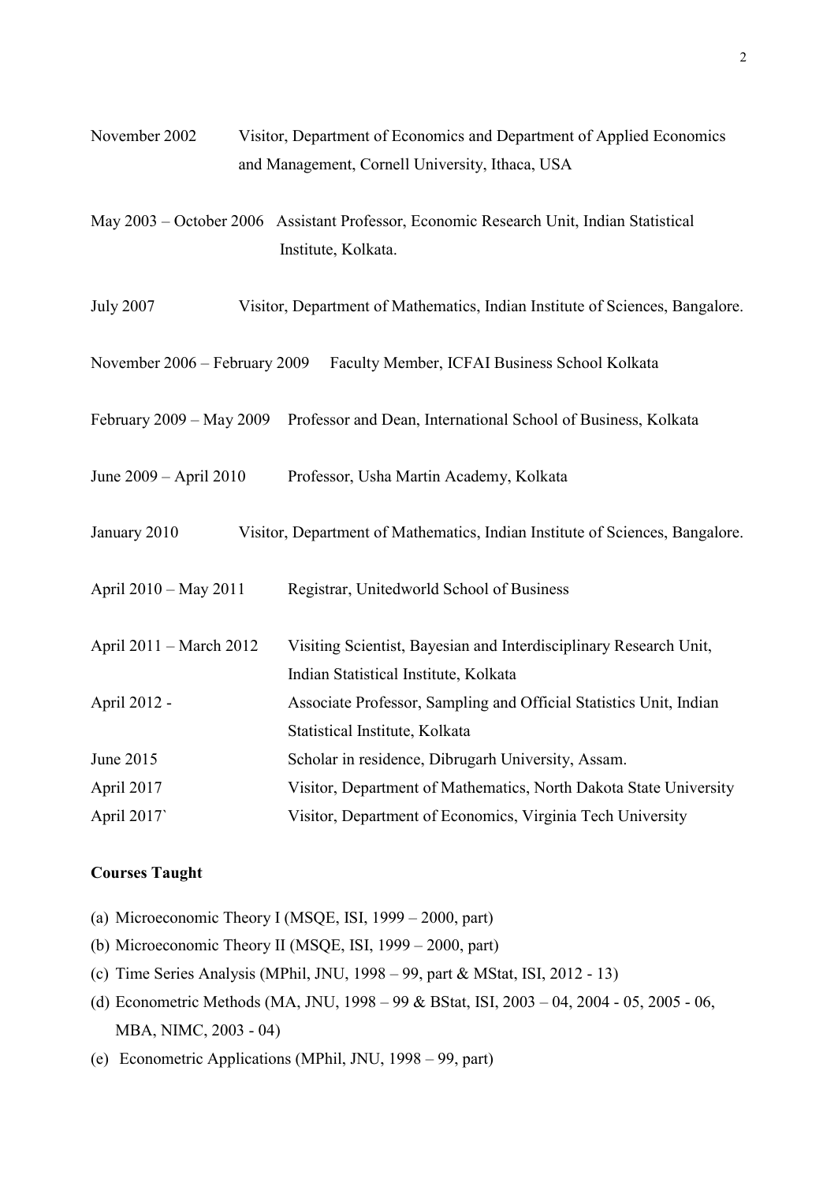November 2002 Visitor, Department of Economics and Department of Applied Economics and Management, Cornell University, Ithaca, USA

May 2003 – October 2006 Assistant Professor, Economic Research Unit, Indian Statistical Institute, Kolkata.

July 2007 Visitor, Department of Mathematics, Indian Institute of Sciences, Bangalore.

November 2006 – February 2009 Faculty Member, ICFAI Business School Kolkata

February 2009 – May 2009 Professor and Dean, International School of Business, Kolkata

June 2009 – April 2010 Professor, Usha Martin Academy, Kolkata

January 2010 Visitor, Department of Mathematics, Indian Institute of Sciences, Bangalore.

April 2010 – May 2011 Registrar, Unitedworld School of Business

April 2011 – March 2012 Visiting Scientist, Bayesian and Interdisciplinary Research Unit, Indian Statistical Institute, Kolkata

April 2012 - Associate Professor, Sampling and Official Statistics Unit, Indian Statistical Institute, Kolkata

June 2015 Scholar in residence, Dibrugarh University, Assam.

April 2017 Visitor, Department of Mathematics, North Dakota State University

April 2017` Visitor, Department of Economics, Virginia Tech University

**Courses Taught**

(a) Microeconomic Theory I (MSQE, ISI, 1999 – 2000, part)

(b) Microeconomic Theory II (MSQE, ISI, 1999 – 2000, part)

(c) Time Series Analysis (MPhil, JNU, 1998 – 99, part & MStat, ISI, 2012 - 13)

(d) Econometric Methods (MA, JNU, 1998 – 99 & BStat, ISI, 2003 – 04, 2004 - 05, 2005 - 06, MBA, NIMC, 2003 - 04)

(e) Econometric Applications (MPhil, JNU, 1998 – 99, part)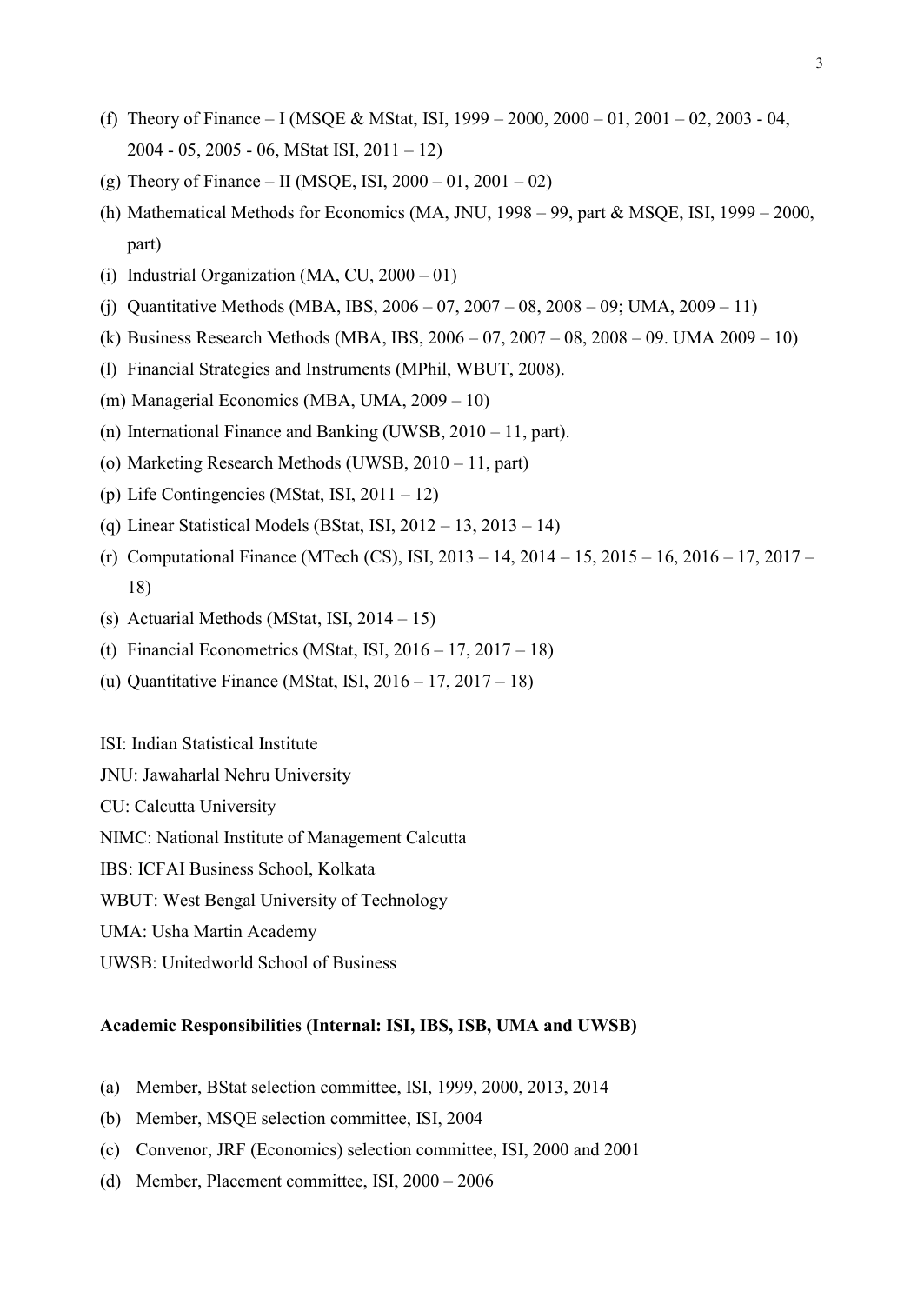(f) Theory of Finance – I (MSQE & MStat, ISI, 1999 – 2000, 2000 – 01, 2001 – 02, 2003 - 04, 2004 - 05, 2005 - 06, MStat ISI, 2011 – 12)
(g) Theory of Finance – II (MSQE, ISI, 2000 – 01, 2001 – 02)
(h) Mathematical Methods for Economics (MA, JNU, 1998 – 99, part & MSQE, ISI, 1999 – 2000, part)
(i) Industrial Organization (MA, CU, 2000 – 01)
(j) Quantitative Methods (MBA, IBS, 2006 – 07, 2007 – 08, 2008 – 09; UMA, 2009 – 11)
(k) Business Research Methods (MBA, IBS, 2006 – 07, 2007 – 08, 2008 – 09. UMA 2009 – 10)
(l) Financial Strategies and Instruments (MPhil, WBUT, 2008).
(m) Managerial Economics (MBA, UMA, 2009 – 10)
(n) International Finance and Banking (UWSB, 2010 – 11, part).
(o) Marketing Research Methods (UWSB, 2010 – 11, part)
(p) Life Contingencies (MStat, ISI, 2011 – 12)
(q) Linear Statistical Models (BStat, ISI, 2012 – 13, 2013 – 14)
(r) Computational Finance (MTech (CS), ISI, 2013 – 14, 2014 – 15, 2015 – 16, 2016 – 17, 2017 – 18)
(s) Actuarial Methods (MStat, ISI, 2014 – 15)
(t) Financial Econometrics (MStat, ISI, 2016 – 17, 2017 – 18)
(u) Quantitative Finance (MStat, ISI, 2016 – 17, 2017 – 18)

ISI: Indian Statistical Institute
JNU: Jawaharlal Nehru University
CU: Calcutta University
NIMC: National Institute of Management Calcutta
IBS: ICFAI Business School, Kolkata
WBUT: West Bengal University of Technology
UMA: Usha Martin Academy
UWSB: Unitedworld School of Business

**Academic Responsibilities (Internal: ISI, IBS, ISB, UMA and UWSB)**

(a) Member, BStat selection committee, ISI, 1999, 2000, 2013, 2014
(b) Member, MSQE selection committee, ISI, 2004
(c) Convenor, JRF (Economics) selection committee, ISI, 2000 and 2001
(d) Member, Placement committee, ISI, 2000 – 2006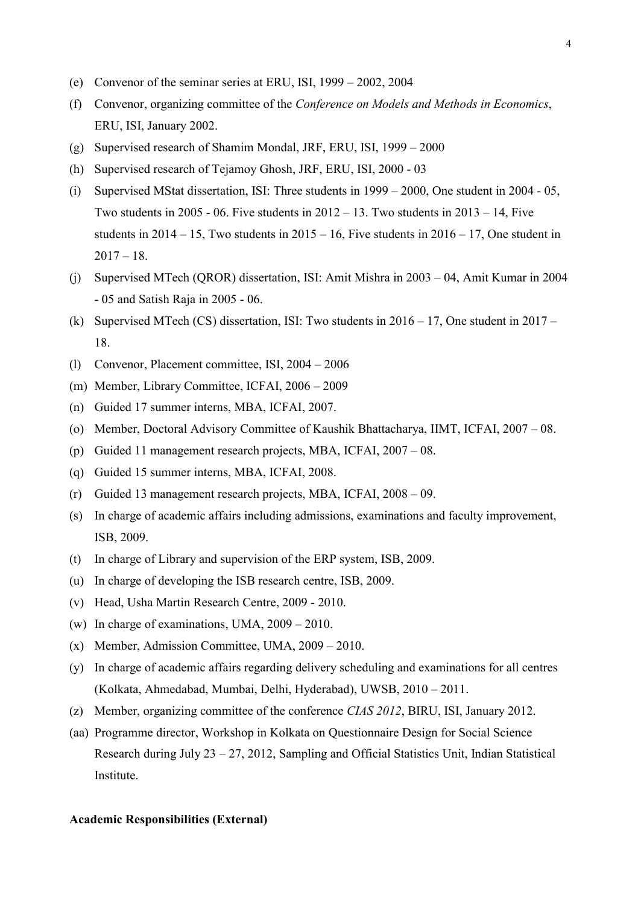(e) Convenor of the seminar series at ERU, ISI, 1999 – 2002, 2004

(f) Convenor, organizing committee of the *Conference on Models and Methods in Economics*, ERU, ISI, January 2002.

(g) Supervised research of Shamim Mondal, JRF, ERU, ISI, 1999 – 2000

(h) Supervised research of Tejamoy Ghosh, JRF, ERU, ISI, 2000 - 03

(i) Supervised MStat dissertation, ISI: Three students in 1999 – 2000, One student in 2004 - 05, Two students in 2005 - 06. Five students in 2012 – 13. Two students in 2013 – 14, Five students in 2014 – 15, Two students in 2015 – 16, Five students in 2016 – 17, One student in 2017 – 18.

(j) Supervised MTech (QROR) dissertation, ISI: Amit Mishra in 2003 – 04, Amit Kumar in 2004 - 05 and Satish Raja in 2005 - 06.

(k) Supervised MTech (CS) dissertation, ISI: Two students in 2016 – 17, One student in 2017 – 18.

(l) Convenor, Placement committee, ISI, 2004 – 2006

(m) Member, Library Committee, ICFAI, 2006 – 2009

(n) Guided 17 summer interns, MBA, ICFAI, 2007.

(o) Member, Doctoral Advisory Committee of Kaushik Bhattacharya, IIMT, ICFAI, 2007 – 08.

(p) Guided 11 management research projects, MBA, ICFAI, 2007 – 08.

(q) Guided 15 summer interns, MBA, ICFAI, 2008.

(r) Guided 13 management research projects, MBA, ICFAI, 2008 – 09.

(s) In charge of academic affairs including admissions, examinations and faculty improvement, ISB, 2009.

(t) In charge of Library and supervision of the ERP system, ISB, 2009.

(u) In charge of developing the ISB research centre, ISB, 2009.

(v) Head, Usha Martin Research Centre, 2009 - 2010.

(w) In charge of examinations, UMA, 2009 – 2010.

(x) Member, Admission Committee, UMA, 2009 – 2010.

(y) In charge of academic affairs regarding delivery scheduling and examinations for all centres (Kolkata, Ahmedabad, Mumbai, Delhi, Hyderabad), UWSB, 2010 – 2011.

(z) Member, organizing committee of the conference *CIAS 2012*, BIRU, ISI, January 2012.

(aa) Programme director, Workshop in Kolkata on Questionnaire Design for Social Science Research during July 23 – 27, 2012, Sampling and Official Statistics Unit, Indian Statistical Institute.

**Academic Responsibilities (External)**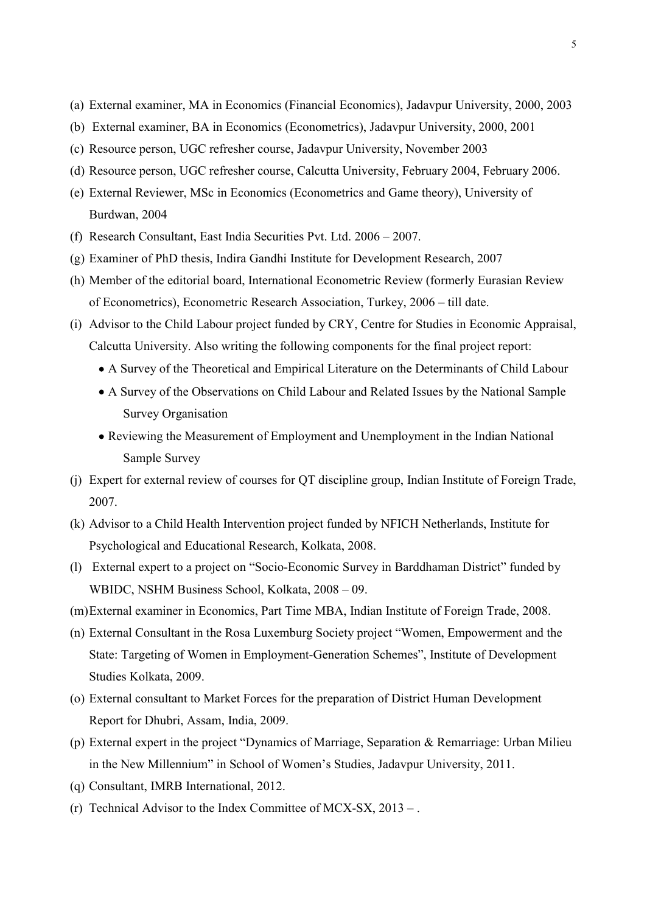(a) External examiner, MA in Economics (Financial Economics), Jadavpur University, 2000, 2003

(b) External examiner, BA in Economics (Econometrics), Jadavpur University, 2000, 2001

(c) Resource person, UGC refresher course, Jadavpur University, November 2003

(d) Resource person, UGC refresher course, Calcutta University, February 2004, February 2006.

(e) External Reviewer, MSc in Economics (Econometrics and Game theory), University of Burdwan, 2004

(f) Research Consultant, East India Securities Pvt. Ltd. 2006 – 2007.

(g) Examiner of PhD thesis, Indira Gandhi Institute for Development Research, 2007

(h) Member of the editorial board, International Econometric Review (formerly Eurasian Review of Econometrics), Econometric Research Association, Turkey, 2006 – till date.

(i) Advisor to the Child Labour project funded by CRY, Centre for Studies in Economic Appraisal, Calcutta University. Also writing the following components for the final project report:
   - A Survey of the Theoretical and Empirical Literature on the Determinants of Child Labour
   - A Survey of the Observations on Child Labour and Related Issues by the National Sample Survey Organisation
   - Reviewing the Measurement of Employment and Unemployment in the Indian National Sample Survey

(j) Expert for external review of courses for QT discipline group, Indian Institute of Foreign Trade, 2007.

(k) Advisor to a Child Health Intervention project funded by NFICH Netherlands, Institute for Psychological and Educational Research, Kolkata, 2008.

(l) External expert to a project on "Socio-Economic Survey in Barddhaman District" funded by WBIDC, NSHM Business School, Kolkata, 2008 – 09.

(m) External examiner in Economics, Part Time MBA, Indian Institute of Foreign Trade, 2008.

(n) External Consultant in the Rosa Luxemburg Society project "Women, Empowerment and the State: Targeting of Women in Employment-Generation Schemes", Institute of Development Studies Kolkata, 2009.

(o) External consultant to Market Forces for the preparation of District Human Development Report for Dhubri, Assam, India, 2009.

(p) External expert in the project "Dynamics of Marriage, Separation & Remarriage: Urban Milieu in the New Millennium" in School of Women's Studies, Jadavpur University, 2011.

(q) Consultant, IMRB International, 2012.

(r) Technical Advisor to the Index Committee of MCX-SX, 2013 – .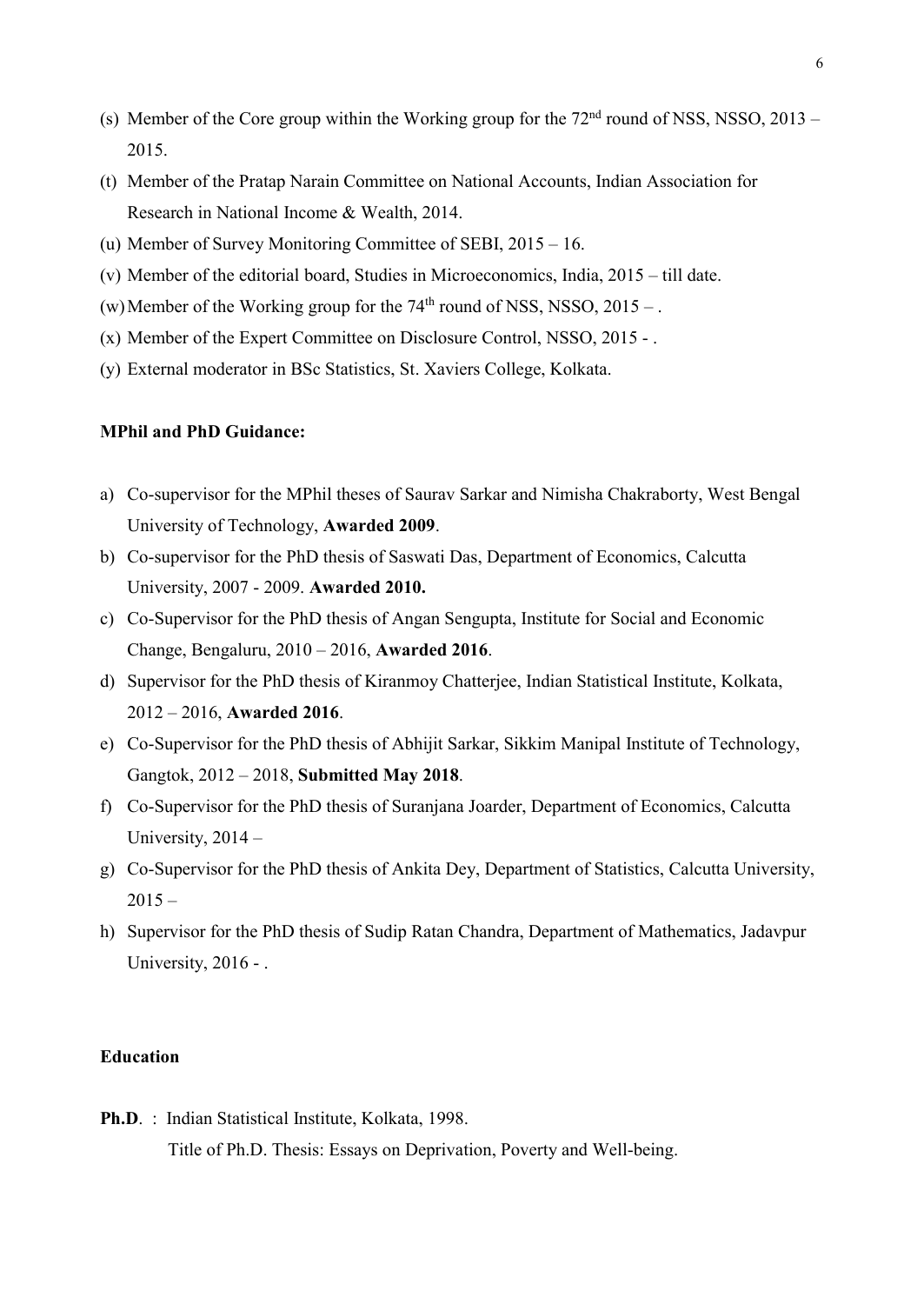(s) Member of the Core group within the Working group for the 72nd round of NSS, NSSO, 2013 – 2015.

(t) Member of the Pratap Narain Committee on National Accounts, Indian Association for Research in National Income & Wealth, 2014.

(u) Member of Survey Monitoring Committee of SEBI, 2015 – 16.

(v) Member of the editorial board, Studies in Microeconomics, India, 2015 – till date.

(w) Member of the Working group for the 74th round of NSS, NSSO, 2015 – .

(x) Member of the Expert Committee on Disclosure Control, NSSO, 2015 - .

(y) External moderator in BSc Statistics, St. Xaviers College, Kolkata.

**MPhil and PhD Guidance:**

a) Co-supervisor for the MPhil theses of Saurav Sarkar and Nimisha Chakraborty, West Bengal University of Technology, **Awarded 2009**.

b) Co-supervisor for the PhD thesis of Saswati Das, Department of Economics, Calcutta University, 2007 - 2009. **Awarded 2010.**

c) Co-Supervisor for the PhD thesis of Angan Sengupta, Institute for Social and Economic Change, Bengaluru, 2010 – 2016, **Awarded 2016**.

d) Supervisor for the PhD thesis of Kiranmoy Chatterjee, Indian Statistical Institute, Kolkata, 2012 – 2016, **Awarded 2016**.

e) Co-Supervisor for the PhD thesis of Abhijit Sarkar, Sikkim Manipal Institute of Technology, Gangtok, 2012 – 2018, **Submitted May 2018**.

f) Co-Supervisor for the PhD thesis of Suranjana Joarder, Department of Economics, Calcutta University, 2014 –

g) Co-Supervisor for the PhD thesis of Ankita Dey, Department of Statistics, Calcutta University, 2015 –

h) Supervisor for the PhD thesis of Sudip Ratan Chandra, Department of Mathematics, Jadavpur University, 2016 - .

**Education**

**Ph.D**. : Indian Statistical Institute, Kolkata, 1998.

Title of Ph.D. Thesis: Essays on Deprivation, Poverty and Well-being.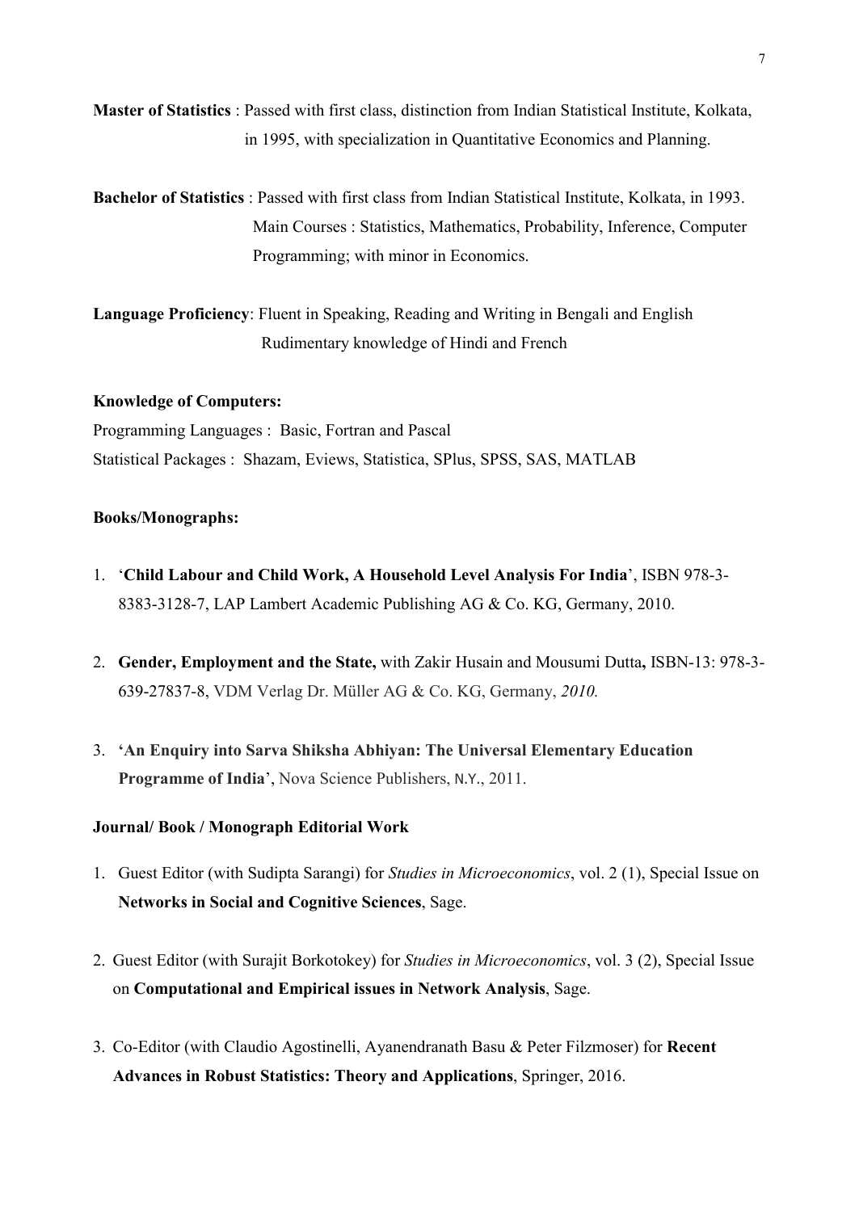**Master of Statistics** : Passed with first class, distinction from Indian Statistical Institute, Kolkata, in 1995, with specialization in Quantitative Economics and Planning.

**Bachelor of Statistics** : Passed with first class from Indian Statistical Institute, Kolkata, in 1993. Main Courses : Statistics, Mathematics, Probability, Inference, Computer Programming; with minor in Economics.

**Language Proficiency**: Fluent in Speaking, Reading and Writing in Bengali and English
Rudimentary knowledge of Hindi and French

**Knowledge of Computers:**

Programming Languages : Basic, Fortran and Pascal
Statistical Packages : Shazam, Eviews, Statistica, SPlus, SPSS, SAS, MATLAB

**Books/Monographs:**

1. '**Child Labour and Child Work, A Household Level Analysis For India**', ISBN 978-3-8383-3128-7, LAP Lambert Academic Publishing AG & Co. KG, Germany, 2010.

2. **Gender, Employment and the State,** with Zakir Husain and Mousumi Dutta**,** ISBN-13: 978-3-639-27837-8, VDM Verlag Dr. Müller AG & Co. KG, Germany, *2010.*

3. **'An Enquiry into Sarva Shiksha Abhiyan: The Universal Elementary Education Programme of India**', Nova Science Publishers, N.Y., 2011.

**Journal/ Book / Monograph Editorial Work**

1. Guest Editor (with Sudipta Sarangi) for *Studies in Microeconomics*, vol. 2 (1), Special Issue on **Networks in Social and Cognitive Sciences**, Sage.

2. Guest Editor (with Surajit Borkotokey) for *Studies in Microeconomics*, vol. 3 (2), Special Issue on **Computational and Empirical issues in Network Analysis**, Sage.

3. Co-Editor (with Claudio Agostinelli, Ayanendranath Basu & Peter Filzmoser) for **Recent Advances in Robust Statistics: Theory and Applications**, Springer, 2016.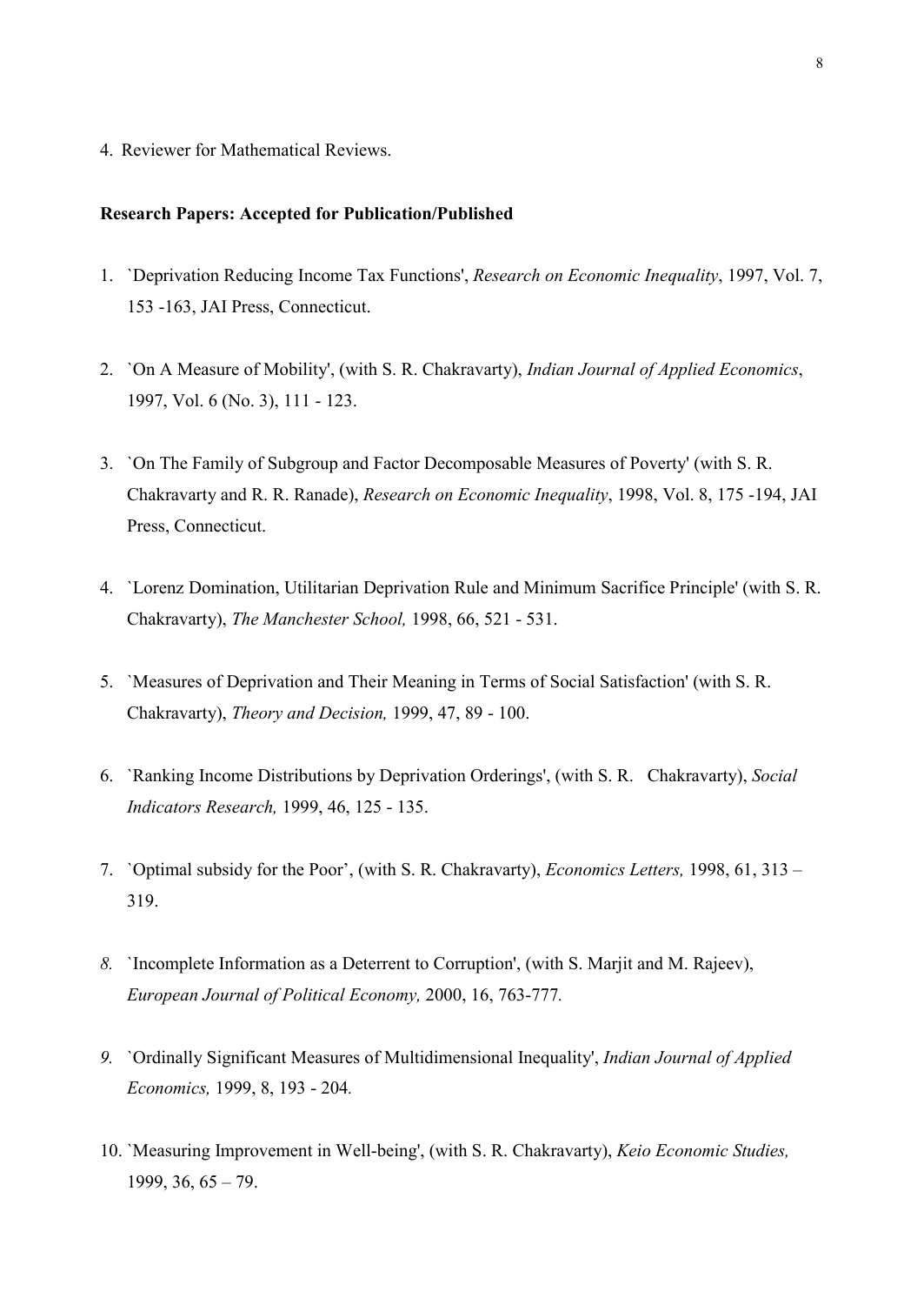4. Reviewer for Mathematical Reviews.

**Research Papers: Accepted for Publication/Published**

1. `Deprivation Reducing Income Tax Functions', *Research on Economic Inequality*, 1997, Vol. 7, 153 -163, JAI Press, Connecticut.

2. `On A Measure of Mobility', (with S. R. Chakravarty), *Indian Journal of Applied Economics*, 1997, Vol. 6 (No. 3), 111 - 123.

3. `On The Family of Subgroup and Factor Decomposable Measures of Poverty' (with S. R. Chakravarty and R. R. Ranade), *Research on Economic Inequality*, 1998, Vol. 8, 175 -194, JAI Press, Connecticut.

4. `Lorenz Domination, Utilitarian Deprivation Rule and Minimum Sacrifice Principle' (with S. R. Chakravarty), *The Manchester School,* 1998, 66, 521 - 531.

5. `Measures of Deprivation and Their Meaning in Terms of Social Satisfaction' (with S. R. Chakravarty), *Theory and Decision,* 1999, 47, 89 - 100.

6. `Ranking Income Distributions by Deprivation Orderings', (with S. R. Chakravarty), *Social Indicators Research,* 1999, 46, 125 - 135.

7. `Optimal subsidy for the Poor', (with S. R. Chakravarty), *Economics Letters,* 1998, 61, 313 – 319.

8. `Incomplete Information as a Deterrent to Corruption', (with S. Marjit and M. Rajeev), *European Journal of Political Economy,* 2000, 16, 763-777.

9. `Ordinally Significant Measures of Multidimensional Inequality', *Indian Journal of Applied Economics,* 1999, 8, 193 - 204.

10. `Measuring Improvement in Well-being', (with S. R. Chakravarty), *Keio Economic Studies,* 1999, 36, 65 – 79.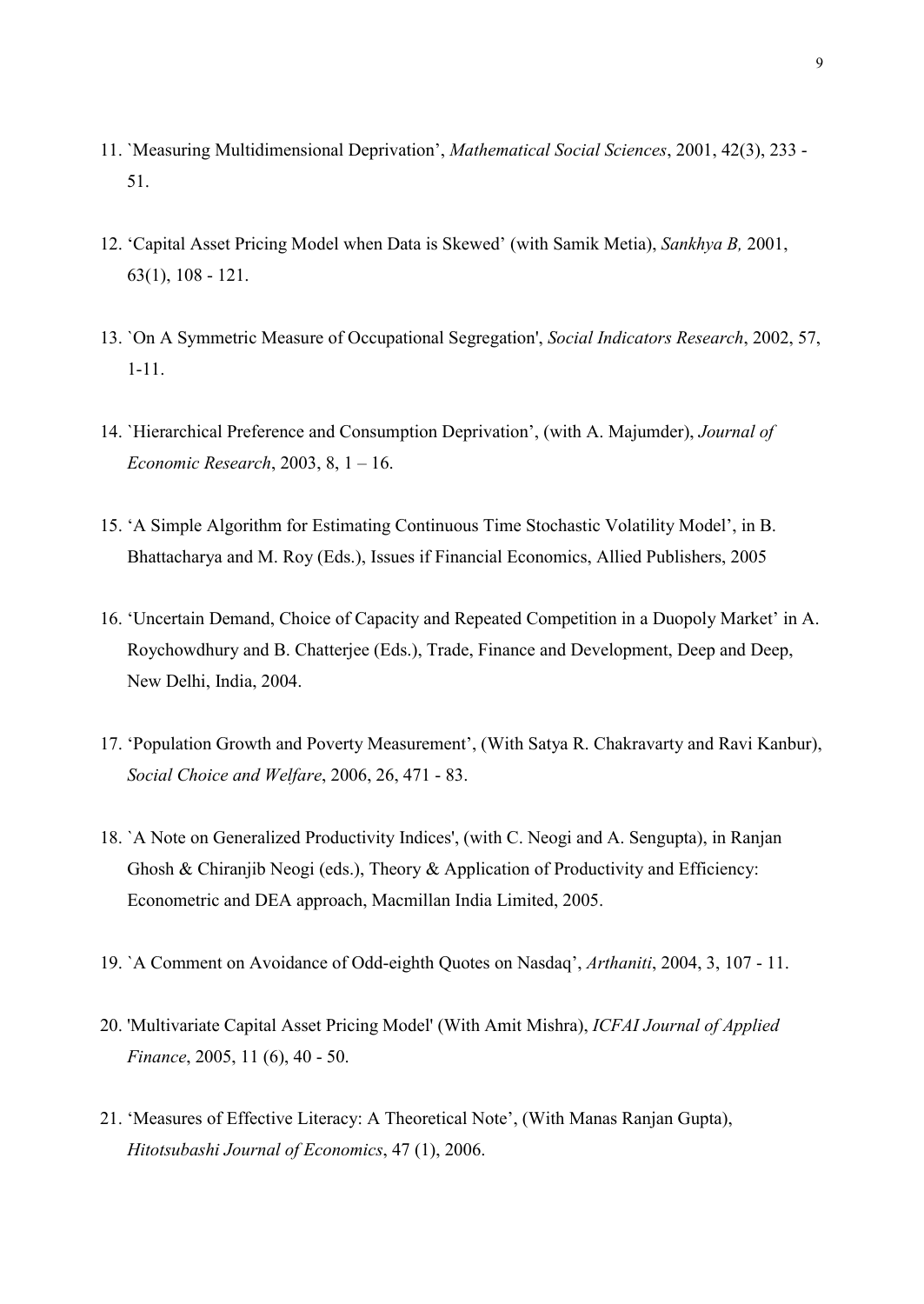11. `Measuring Multidimensional Deprivation', *Mathematical Social Sciences*, 2001, 42(3), 233 - 51.

12. 'Capital Asset Pricing Model when Data is Skewed' (with Samik Metia), *Sankhya B,* 2001, 63(1), 108 - 121.

13. `On A Symmetric Measure of Occupational Segregation', *Social Indicators Research*, 2002, 57, 1-11.

14. `Hierarchical Preference and Consumption Deprivation', (with A. Majumder), *Journal of Economic Research*, 2003, 8, 1 – 16.

15. 'A Simple Algorithm for Estimating Continuous Time Stochastic Volatility Model', in B. Bhattacharya and M. Roy (Eds.), Issues if Financial Economics, Allied Publishers, 2005

16. 'Uncertain Demand, Choice of Capacity and Repeated Competition in a Duopoly Market' in A. Roychowdhury and B. Chatterjee (Eds.), Trade, Finance and Development, Deep and Deep, New Delhi, India, 2004.

17. 'Population Growth and Poverty Measurement', (With Satya R. Chakravarty and Ravi Kanbur), *Social Choice and Welfare*, 2006, 26, 471 - 83.

18. `A Note on Generalized Productivity Indices', (with C. Neogi and A. Sengupta), in Ranjan Ghosh & Chiranjib Neogi (eds.), Theory & Application of Productivity and Efficiency: Econometric and DEA approach, Macmillan India Limited, 2005.

19. `A Comment on Avoidance of Odd-eighth Quotes on Nasdaq', *Arthaniti*, 2004, 3, 107 - 11.

20. 'Multivariate Capital Asset Pricing Model' (With Amit Mishra), *ICFAI Journal of Applied Finance*, 2005, 11 (6), 40 - 50.

21. 'Measures of Effective Literacy: A Theoretical Note', (With Manas Ranjan Gupta), *Hitotsubashi Journal of Economics*, 47 (1), 2006.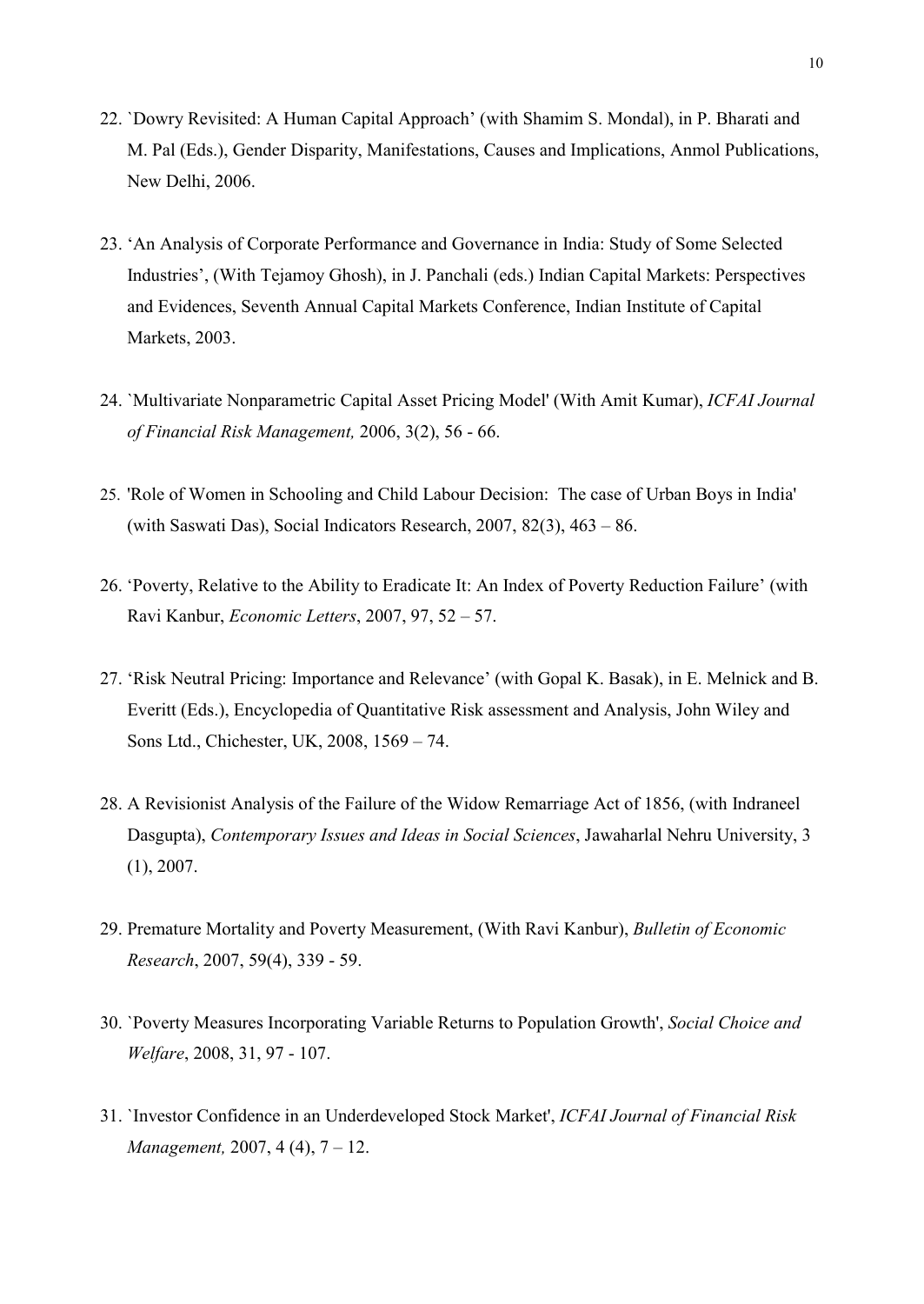22. `Dowry Revisited: A Human Capital Approach' (with Shamim S. Mondal), in P. Bharati and M. Pal (Eds.), Gender Disparity, Manifestations, Causes and Implications, Anmol Publications, New Delhi, 2006.

23. 'An Analysis of Corporate Performance and Governance in India: Study of Some Selected Industries', (With Tejamoy Ghosh), in J. Panchali (eds.) Indian Capital Markets: Perspectives and Evidences, Seventh Annual Capital Markets Conference, Indian Institute of Capital Markets, 2003.

24. `Multivariate Nonparametric Capital Asset Pricing Model' (With Amit Kumar), *ICFAI Journal of Financial Risk Management,* 2006, 3(2), 56 - 66.

25. 'Role of Women in Schooling and Child Labour Decision: The case of Urban Boys in India' (with Saswati Das), Social Indicators Research, 2007, 82(3), 463 – 86.

26. 'Poverty, Relative to the Ability to Eradicate It: An Index of Poverty Reduction Failure' (with Ravi Kanbur, *Economic Letters*, 2007, 97, 52 – 57.

27. 'Risk Neutral Pricing: Importance and Relevance' (with Gopal K. Basak), in E. Melnick and B. Everitt (Eds.), Encyclopedia of Quantitative Risk assessment and Analysis, John Wiley and Sons Ltd., Chichester, UK, 2008, 1569 – 74.

28. A Revisionist Analysis of the Failure of the Widow Remarriage Act of 1856, (with Indraneel Dasgupta), *Contemporary Issues and Ideas in Social Sciences*, Jawaharlal Nehru University, 3 (1), 2007.

29. Premature Mortality and Poverty Measurement, (With Ravi Kanbur), *Bulletin of Economic Research*, 2007, 59(4), 339 - 59.

30. `Poverty Measures Incorporating Variable Returns to Population Growth', *Social Choice and Welfare*, 2008, 31, 97 - 107.

31. `Investor Confidence in an Underdeveloped Stock Market', *ICFAI Journal of Financial Risk Management,* 2007, 4 (4), 7 – 12.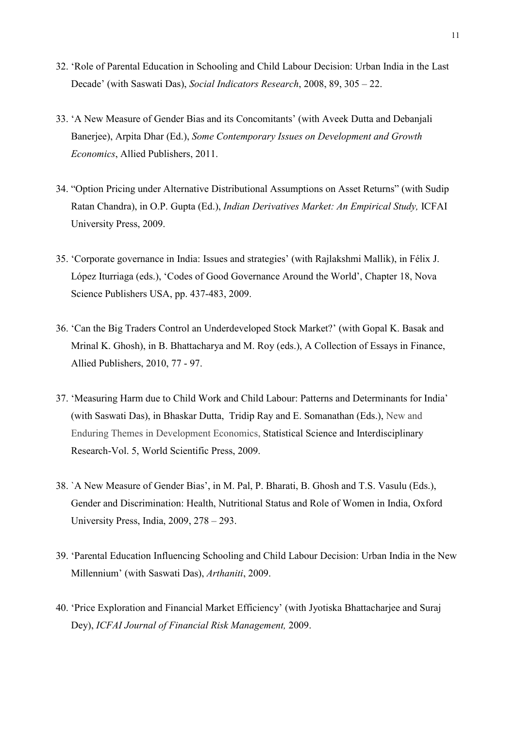32. 'Role of Parental Education in Schooling and Child Labour Decision: Urban India in the Last Decade' (with Saswati Das), *Social Indicators Research*, 2008, 89, 305 – 22.

33. 'A New Measure of Gender Bias and its Concomitants' (with Aveek Dutta and Debanjali Banerjee), Arpita Dhar (Ed.), *Some Contemporary Issues on Development and Growth Economics*, Allied Publishers, 2011.

34. "Option Pricing under Alternative Distributional Assumptions on Asset Returns" (with Sudip Ratan Chandra), in O.P. Gupta (Ed.), *Indian Derivatives Market: An Empirical Study,* ICFAI University Press, 2009.

35. 'Corporate governance in India: Issues and strategies' (with Rajlakshmi Mallik), in Félix J. López Iturriaga (eds.), 'Codes of Good Governance Around the World', Chapter 18, Nova Science Publishers USA, pp. 437-483, 2009.

36. 'Can the Big Traders Control an Underdeveloped Stock Market?' (with Gopal K. Basak and Mrinal K. Ghosh), in B. Bhattacharya and M. Roy (eds.), A Collection of Essays in Finance, Allied Publishers, 2010, 77 - 97.

37. 'Measuring Harm due to Child Work and Child Labour: Patterns and Determinants for India' (with Saswati Das), in Bhaskar Dutta, Tridip Ray and E. Somanathan (Eds.), New and Enduring Themes in Development Economics, Statistical Science and Interdisciplinary Research-Vol. 5, World Scientific Press, 2009.

38. `A New Measure of Gender Bias', in M. Pal, P. Bharati, B. Ghosh and T.S. Vasulu (Eds.), Gender and Discrimination: Health, Nutritional Status and Role of Women in India, Oxford University Press, India, 2009, 278 – 293.

39. 'Parental Education Influencing Schooling and Child Labour Decision: Urban India in the New Millennium' (with Saswati Das), *Arthaniti*, 2009.

40. 'Price Exploration and Financial Market Efficiency' (with Jyotiska Bhattacharjee and Suraj Dey), *ICFAI Journal of Financial Risk Management,* 2009.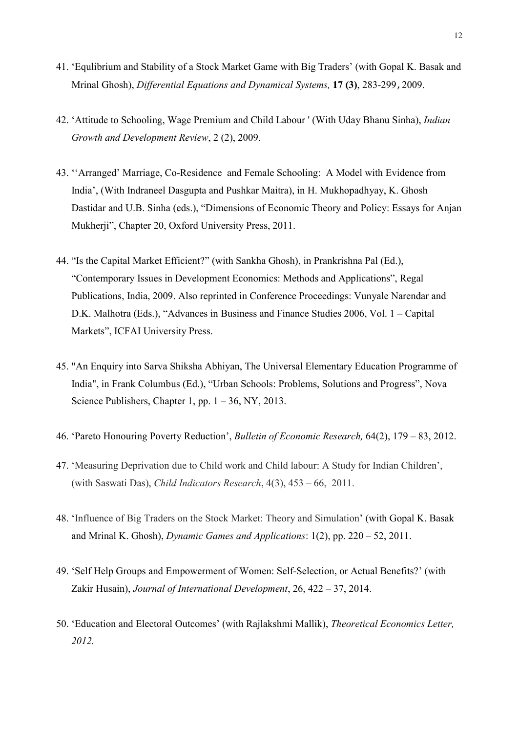41. 'Equlibrium and Stability of a Stock Market Game with Big Traders' (with Gopal K. Basak and Mrinal Ghosh), *Differential Equations and Dynamical Systems,* **17 (3)**, 283-299, 2009.

42. 'Attitude to Schooling, Wage Premium and Child Labour ' (With Uday Bhanu Sinha), *Indian Growth and Development Review*, 2 (2), 2009.

43. ''Arranged' Marriage, Co-Residence and Female Schooling: A Model with Evidence from India', (With Indraneel Dasgupta and Pushkar Maitra), in H. Mukhopadhyay, K. Ghosh Dastidar and U.B. Sinha (eds.), "Dimensions of Economic Theory and Policy: Essays for Anjan Mukherji", Chapter 20, Oxford University Press, 2011.

44. "Is the Capital Market Efficient?" (with Sankha Ghosh), in Prankrishna Pal (Ed.), "Contemporary Issues in Development Economics: Methods and Applications", Regal Publications, India, 2009. Also reprinted in Conference Proceedings: Vunyale Narendar and D.K. Malhotra (Eds.), "Advances in Business and Finance Studies 2006, Vol. 1 – Capital Markets", ICFAI University Press.

45. "An Enquiry into Sarva Shiksha Abhiyan, The Universal Elementary Education Programme of India", in Frank Columbus (Ed.), "Urban Schools: Problems, Solutions and Progress", Nova Science Publishers, Chapter 1, pp. 1 – 36, NY, 2013.

46. 'Pareto Honouring Poverty Reduction', *Bulletin of Economic Research,* 64(2), 179 – 83, 2012.

47. 'Measuring Deprivation due to Child work and Child labour: A Study for Indian Children', (with Saswati Das), *Child Indicators Research*, 4(3), 453 – 66, 2011.

48. 'Influence of Big Traders on the Stock Market: Theory and Simulation' (with Gopal K. Basak and Mrinal K. Ghosh), *Dynamic Games and Applications*: 1(2), pp. 220 – 52, 2011.

49. 'Self Help Groups and Empowerment of Women: Self-Selection, or Actual Benefits?' (with Zakir Husain), *Journal of International Development*, 26, 422 – 37, 2014.

50. 'Education and Electoral Outcomes' (with Rajlakshmi Mallik), *Theoretical Economics Letter, 2012.*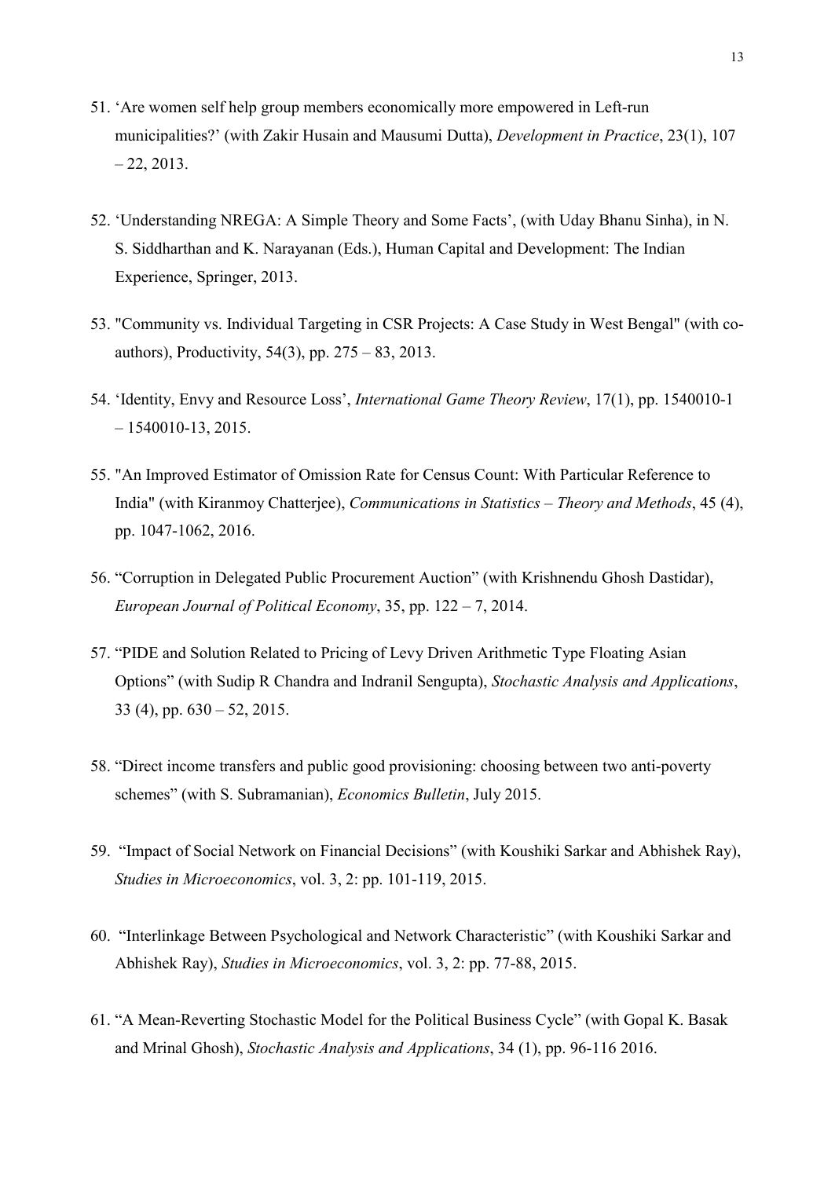51. 'Are women self help group members economically more empowered in Left-run municipalities?' (with Zakir Husain and Mausumi Dutta), *Development in Practice*, 23(1), 107 – 22, 2013.

52. 'Understanding NREGA: A Simple Theory and Some Facts', (with Uday Bhanu Sinha), in N. S. Siddharthan and K. Narayanan (Eds.), Human Capital and Development: The Indian Experience, Springer, 2013.

53. "Community vs. Individual Targeting in CSR Projects: A Case Study in West Bengal" (with co-authors), Productivity, 54(3), pp. 275 – 83, 2013.

54. 'Identity, Envy and Resource Loss', *International Game Theory Review*, 17(1), pp. 1540010-1 – 1540010-13, 2015.

55. "An Improved Estimator of Omission Rate for Census Count: With Particular Reference to India" (with Kiranmoy Chatterjee), *Communications in Statistics – Theory and Methods*, 45 (4), pp. 1047-1062, 2016.

56. "Corruption in Delegated Public Procurement Auction" (with Krishnendu Ghosh Dastidar), *European Journal of Political Economy*, 35, pp. 122 – 7, 2014.

57. "PIDE and Solution Related to Pricing of Levy Driven Arithmetic Type Floating Asian Options" (with Sudip R Chandra and Indranil Sengupta), *Stochastic Analysis and Applications*, 33 (4), pp. 630 – 52, 2015.

58. "Direct income transfers and public good provisioning: choosing between two anti-poverty schemes" (with S. Subramanian), *Economics Bulletin*, July 2015.

59. "Impact of Social Network on Financial Decisions" (with Koushiki Sarkar and Abhishek Ray), *Studies in Microeconomics*, vol. 3, 2: pp. 101-119, 2015.

60. "Interlinkage Between Psychological and Network Characteristic" (with Koushiki Sarkar and Abhishek Ray), *Studies in Microeconomics*, vol. 3, 2: pp. 77-88, 2015.

61. "A Mean-Reverting Stochastic Model for the Political Business Cycle" (with Gopal K. Basak and Mrinal Ghosh), *Stochastic Analysis and Applications*, 34 (1), pp. 96-116 2016.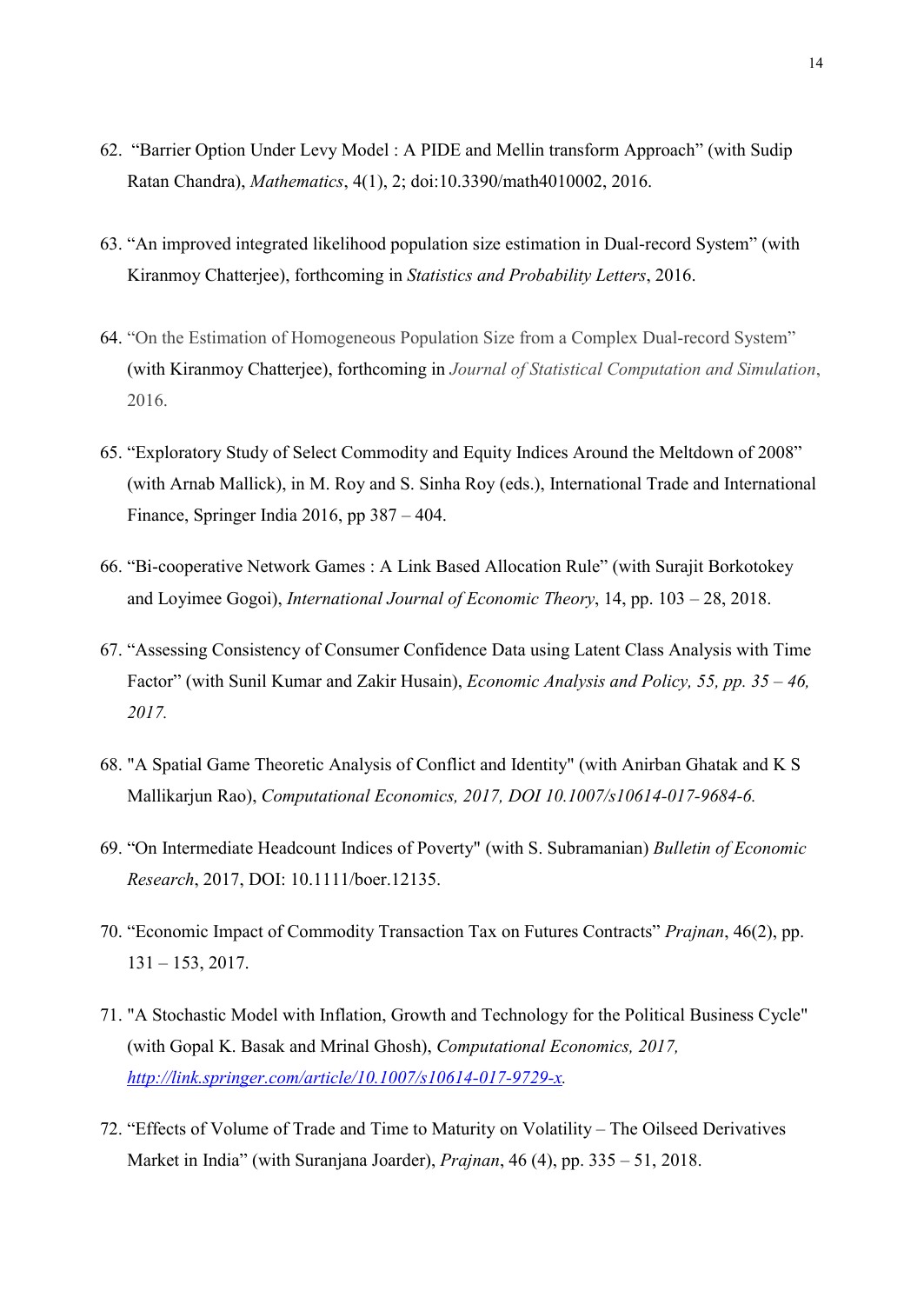62. "Barrier Option Under Levy Model : A PIDE and Mellin transform Approach" (with Sudip Ratan Chandra), *Mathematics*, 4(1), 2; doi:10.3390/math4010002, 2016.

63. "An improved integrated likelihood population size estimation in Dual-record System" (with Kiranmoy Chatterjee), forthcoming in *Statistics and Probability Letters*, 2016.

64. "On the Estimation of Homogeneous Population Size from a Complex Dual-record System" (with Kiranmoy Chatterjee), forthcoming in *Journal of Statistical Computation and Simulation*, 2016.

65. "Exploratory Study of Select Commodity and Equity Indices Around the Meltdown of 2008" (with Arnab Mallick), in M. Roy and S. Sinha Roy (eds.), International Trade and International Finance, Springer India 2016, pp 387 – 404.

66. "Bi-cooperative Network Games : A Link Based Allocation Rule" (with Surajit Borkotokey and Loyimee Gogoi), *International Journal of Economic Theory*, 14, pp. 103 – 28, 2018.

67. "Assessing Consistency of Consumer Confidence Data using Latent Class Analysis with Time Factor" (with Sunil Kumar and Zakir Husain), *Economic Analysis and Policy, 55, pp. 35 – 46, 2017.*

68. "A Spatial Game Theoretic Analysis of Conflict and Identity" (with Anirban Ghatak and K S Mallikarjun Rao), *Computational Economics, 2017, DOI 10.1007/s10614-017-9684-6.*

69. "On Intermediate Headcount Indices of Poverty" (with S. Subramanian) *Bulletin of Economic Research*, 2017, DOI: 10.1111/boer.12135.

70. "Economic Impact of Commodity Transaction Tax on Futures Contracts" *Prajnan*, 46(2), pp. 131 – 153, 2017.

71. "A Stochastic Model with Inflation, Growth and Technology for the Political Business Cycle" (with Gopal K. Basak and Mrinal Ghosh), *Computational Economics, 2017, http://link.springer.com/article/10.1007/s10614-017-9729-x.*

72. "Effects of Volume of Trade and Time to Maturity on Volatility – The Oilseed Derivatives Market in India" (with Suranjana Joarder), *Prajnan*, 46 (4), pp. 335 – 51, 2018.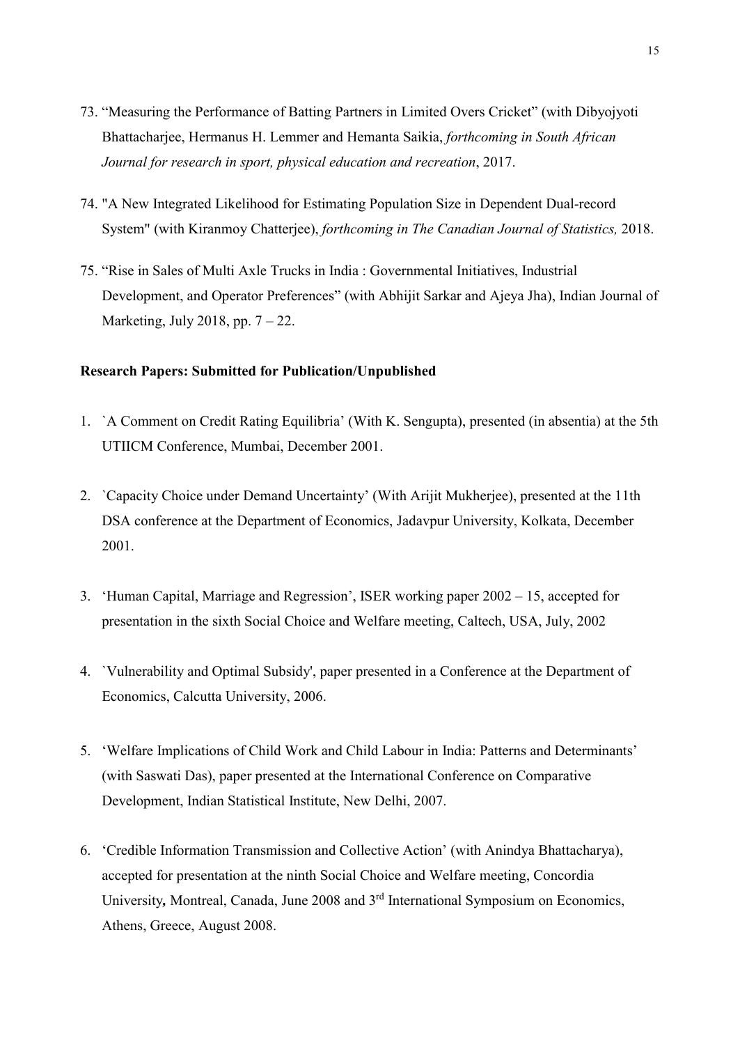73. “Measuring the Performance of Batting Partners in Limited Overs Cricket” (with Dibyojyoti Bhattacharjee, Hermanus H. Lemmer and Hemanta Saikia, *forthcoming in South African Journal for research in sport, physical education and recreation*, 2017.

74. "A New Integrated Likelihood for Estimating Population Size in Dependent Dual-record System" (with Kiranmoy Chatterjee), *forthcoming in The Canadian Journal of Statistics,* 2018.

75. “Rise in Sales of Multi Axle Trucks in India : Governmental Initiatives, Industrial Development, and Operator Preferences” (with Abhijit Sarkar and Ajeya Jha), Indian Journal of Marketing, July 2018, pp. 7 – 22.

**Research Papers: Submitted for Publication/Unpublished**

1. `A Comment on Credit Rating Equilibria’ (With K. Sengupta), presented (in absentia) at the 5th UTIICM Conference, Mumbai, December 2001.

2. `Capacity Choice under Demand Uncertainty’ (With Arijit Mukherjee), presented at the 11th DSA conference at the Department of Economics, Jadavpur University, Kolkata, December 2001.

3. ‘Human Capital, Marriage and Regression’, ISER working paper 2002 – 15, accepted for presentation in the sixth Social Choice and Welfare meeting, Caltech, USA, July, 2002

4. `Vulnerability and Optimal Subsidy', paper presented in a Conference at the Department of Economics, Calcutta University, 2006.

5. ‘Welfare Implications of Child Work and Child Labour in India: Patterns and Determinants’ (with Saswati Das), paper presented at the International Conference on Comparative Development, Indian Statistical Institute, New Delhi, 2007.

6. ‘Credible Information Transmission and Collective Action’ (with Anindya Bhattacharya), accepted for presentation at the ninth Social Choice and Welfare meeting, Concordia University**,** Montreal, Canada, June 2008 and 3rd International Symposium on Economics, Athens, Greece, August 2008.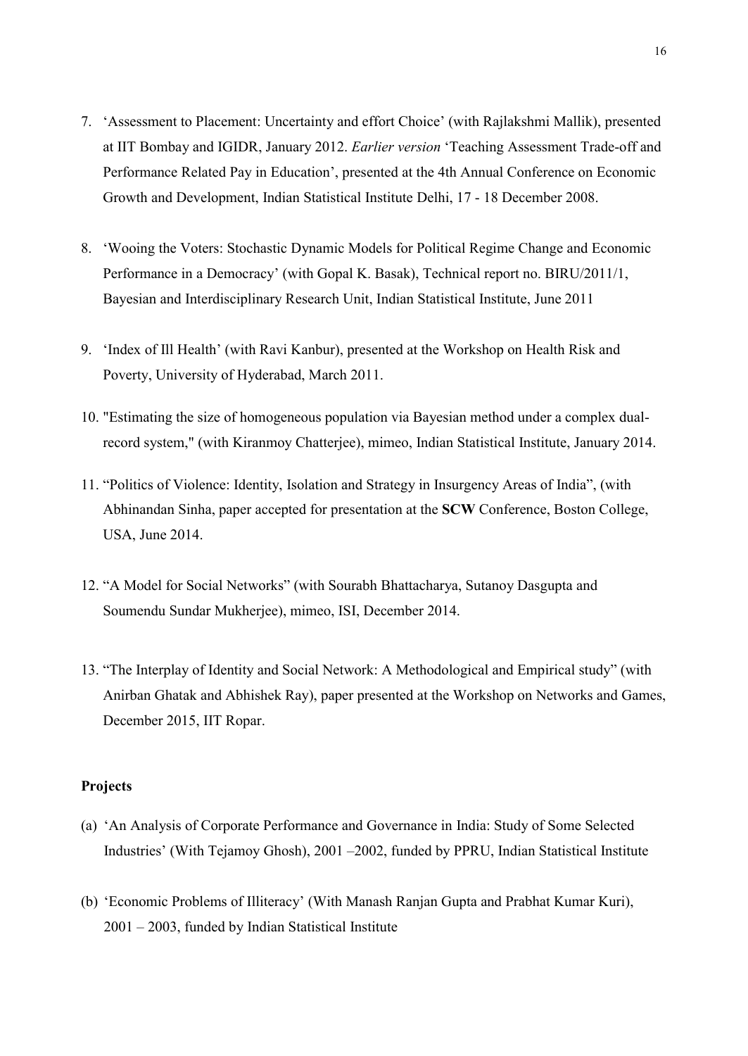7. 'Assessment to Placement: Uncertainty and effort Choice' (with Rajlakshmi Mallik), presented at IIT Bombay and IGIDR, January 2012. *Earlier version* 'Teaching Assessment Trade-off and Performance Related Pay in Education', presented at the 4th Annual Conference on Economic Growth and Development, Indian Statistical Institute Delhi, 17 - 18 December 2008.

8. 'Wooing the Voters: Stochastic Dynamic Models for Political Regime Change and Economic Performance in a Democracy' (with Gopal K. Basak), Technical report no. BIRU/2011/1, Bayesian and Interdisciplinary Research Unit, Indian Statistical Institute, June 2011

9. 'Index of Ill Health' (with Ravi Kanbur), presented at the Workshop on Health Risk and Poverty, University of Hyderabad, March 2011.

10. "Estimating the size of homogeneous population via Bayesian method under a complex dual-record system," (with Kiranmoy Chatterjee), mimeo, Indian Statistical Institute, January 2014.

11. "Politics of Violence: Identity, Isolation and Strategy in Insurgency Areas of India", (with Abhinandan Sinha, paper accepted for presentation at the **SCW** Conference, Boston College, USA, June 2014.

12. "A Model for Social Networks" (with Sourabh Bhattacharya, Sutanoy Dasgupta and Soumendu Sundar Mukherjee), mimeo, ISI, December 2014.

13. "The Interplay of Identity and Social Network: A Methodological and Empirical study" (with Anirban Ghatak and Abhishek Ray), paper presented at the Workshop on Networks and Games, December 2015, IIT Ropar.

**Projects**

(a) 'An Analysis of Corporate Performance and Governance in India: Study of Some Selected Industries' (With Tejamoy Ghosh), 2001 –2002, funded by PPRU, Indian Statistical Institute

(b) 'Economic Problems of Illiteracy' (With Manash Ranjan Gupta and Prabhat Kumar Kuri), 2001 – 2003, funded by Indian Statistical Institute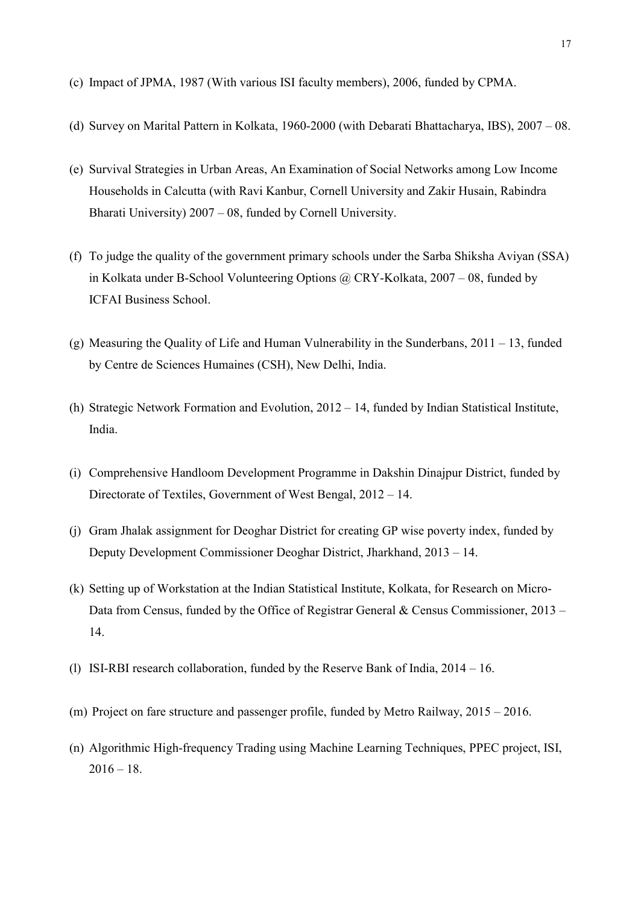(c) Impact of JPMA, 1987 (With various ISI faculty members), 2006, funded by CPMA.

(d) Survey on Marital Pattern in Kolkata, 1960-2000 (with Debarati Bhattacharya, IBS), 2007 – 08.

(e) Survival Strategies in Urban Areas, An Examination of Social Networks among Low Income Households in Calcutta (with Ravi Kanbur, Cornell University and Zakir Husain, Rabindra Bharati University) 2007 – 08, funded by Cornell University.

(f) To judge the quality of the government primary schools under the Sarba Shiksha Aviyan (SSA) in Kolkata under B-School Volunteering Options @ CRY-Kolkata, 2007 – 08, funded by ICFAI Business School.

(g) Measuring the Quality of Life and Human Vulnerability in the Sunderbans, 2011 – 13, funded by Centre de Sciences Humaines (CSH), New Delhi, India.

(h) Strategic Network Formation and Evolution, 2012 – 14, funded by Indian Statistical Institute, India.

(i) Comprehensive Handloom Development Programme in Dakshin Dinajpur District, funded by Directorate of Textiles, Government of West Bengal, 2012 – 14.

(j) Gram Jhalak assignment for Deoghar District for creating GP wise poverty index, funded by Deputy Development Commissioner Deoghar District, Jharkhand, 2013 – 14.

(k) Setting up of Workstation at the Indian Statistical Institute, Kolkata, for Research on Micro-Data from Census, funded by the Office of Registrar General & Census Commissioner, 2013 – 14.

(l) ISI-RBI research collaboration, funded by the Reserve Bank of India, 2014 – 16.

(m) Project on fare structure and passenger profile, funded by Metro Railway, 2015 – 2016.

(n) Algorithmic High-frequency Trading using Machine Learning Techniques, PPEC project, ISI, 2016 – 18.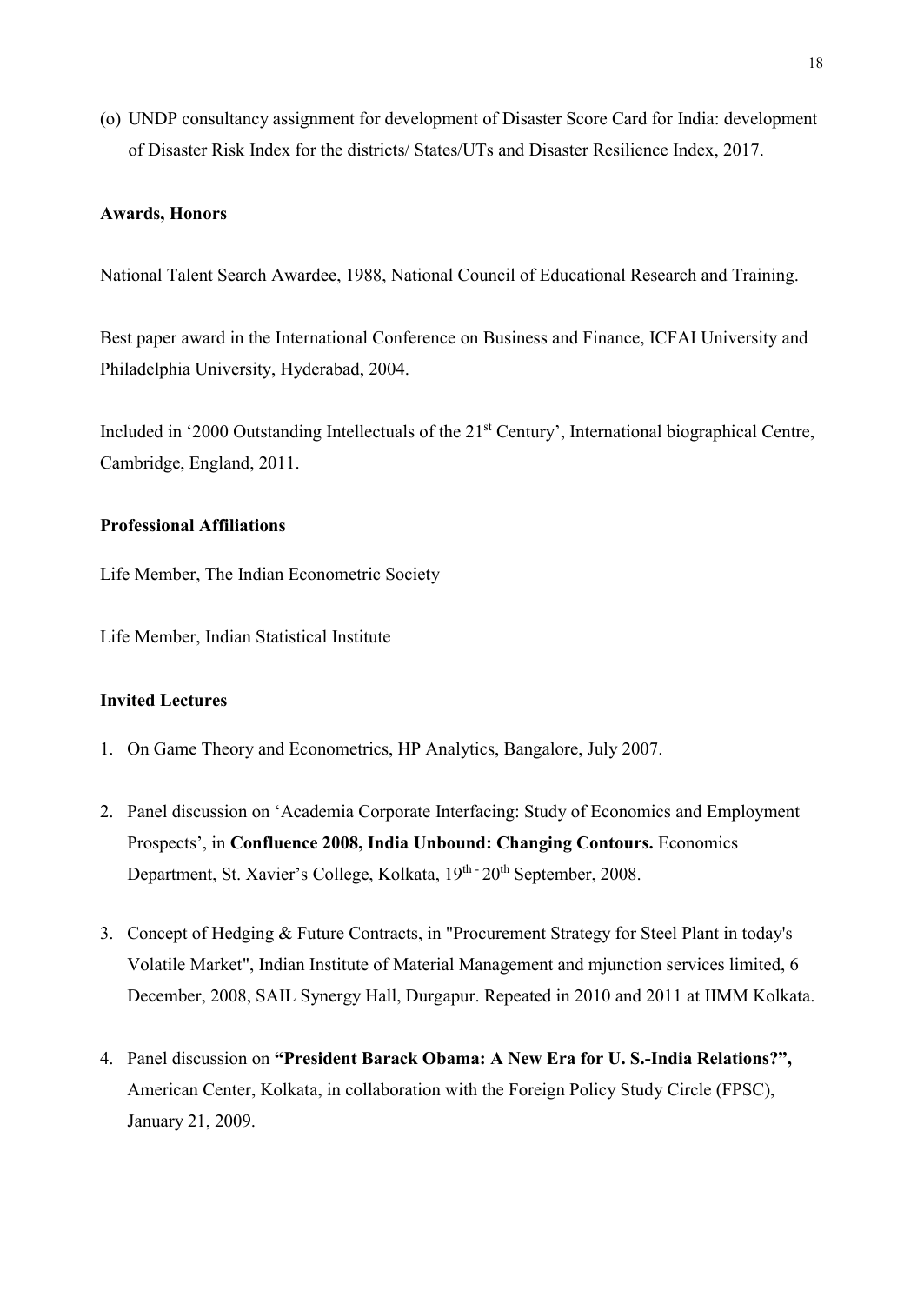(o) UNDP consultancy assignment for development of Disaster Score Card for India: development of Disaster Risk Index for the districts/ States/UTs and Disaster Resilience Index, 2017.

### Awards, Honors

National Talent Search Awardee, 1988, National Council of Educational Research and Training.

Best paper award in the International Conference on Business and Finance, ICFAI University and Philadelphia University, Hyderabad, 2004.

Included in '2000 Outstanding Intellectuals of the 21st Century', International biographical Centre, Cambridge, England, 2011.

### Professional Affiliations

Life Member, The Indian Econometric Society

Life Member, Indian Statistical Institute

### Invited Lectures

1. On Game Theory and Econometrics, HP Analytics, Bangalore, July 2007.

2. Panel discussion on 'Academia Corporate Interfacing: Study of Economics and Employment Prospects', in **Confluence 2008, India Unbound: Changing Contours.** Economics Department, St. Xavier's College, Kolkata, 19th - 20th September, 2008.

3. Concept of Hedging & Future Contracts, in "Procurement Strategy for Steel Plant in today's Volatile Market", Indian Institute of Material Management and mjunction services limited, 6 December, 2008, SAIL Synergy Hall, Durgapur. Repeated in 2010 and 2011 at IIMM Kolkata.

4. Panel discussion on **"President Barack Obama: A New Era for U. S.-India Relations?",** American Center, Kolkata, in collaboration with the Foreign Policy Study Circle (FPSC), January 21, 2009.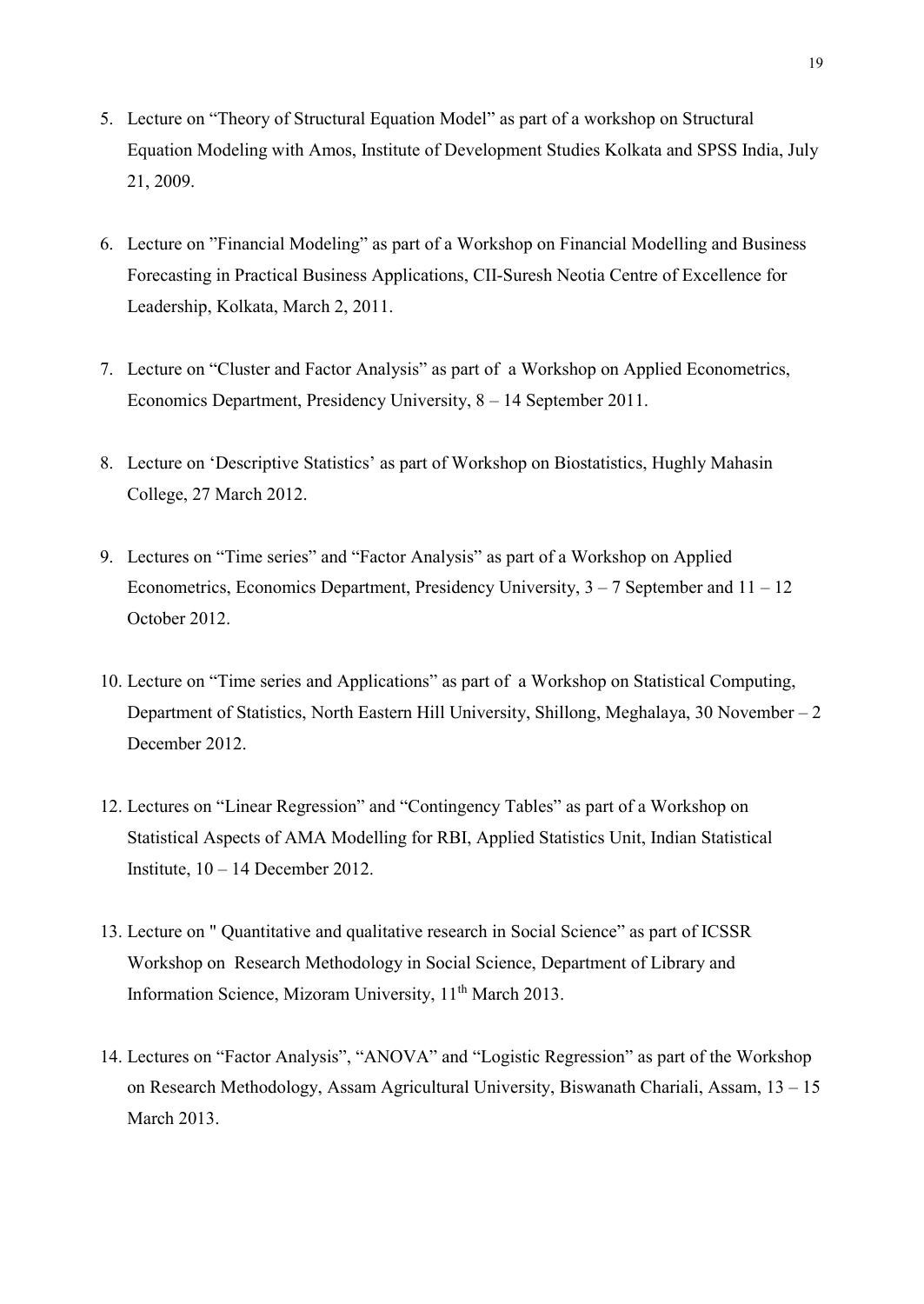5. Lecture on "Theory of Structural Equation Model" as part of a workshop on Structural Equation Modeling with Amos, Institute of Development Studies Kolkata and SPSS India, July 21, 2009.

6. Lecture on "Financial Modeling" as part of a Workshop on Financial Modelling and Business Forecasting in Practical Business Applications, CII-Suresh Neotia Centre of Excellence for Leadership, Kolkata, March 2, 2011.

7. Lecture on "Cluster and Factor Analysis" as part of a Workshop on Applied Econometrics, Economics Department, Presidency University, 8 – 14 September 2011.

8. Lecture on 'Descriptive Statistics' as part of Workshop on Biostatistics, Hughly Mahasin College, 27 March 2012.

9. Lectures on "Time series" and "Factor Analysis" as part of a Workshop on Applied Econometrics, Economics Department, Presidency University, 3 – 7 September and 11 – 12 October 2012.

10. Lecture on "Time series and Applications" as part of a Workshop on Statistical Computing, Department of Statistics, North Eastern Hill University, Shillong, Meghalaya, 30 November – 2 December 2012.

12. Lectures on "Linear Regression" and "Contingency Tables" as part of a Workshop on Statistical Aspects of AMA Modelling for RBI, Applied Statistics Unit, Indian Statistical Institute, 10 – 14 December 2012.

13. Lecture on " Quantitative and qualitative research in Social Science" as part of ICSSR Workshop on Research Methodology in Social Science, Department of Library and Information Science, Mizoram University, 11th March 2013.

14. Lectures on "Factor Analysis", "ANOVA" and "Logistic Regression" as part of the Workshop on Research Methodology, Assam Agricultural University, Biswanath Chariali, Assam, 13 – 15 March 2013.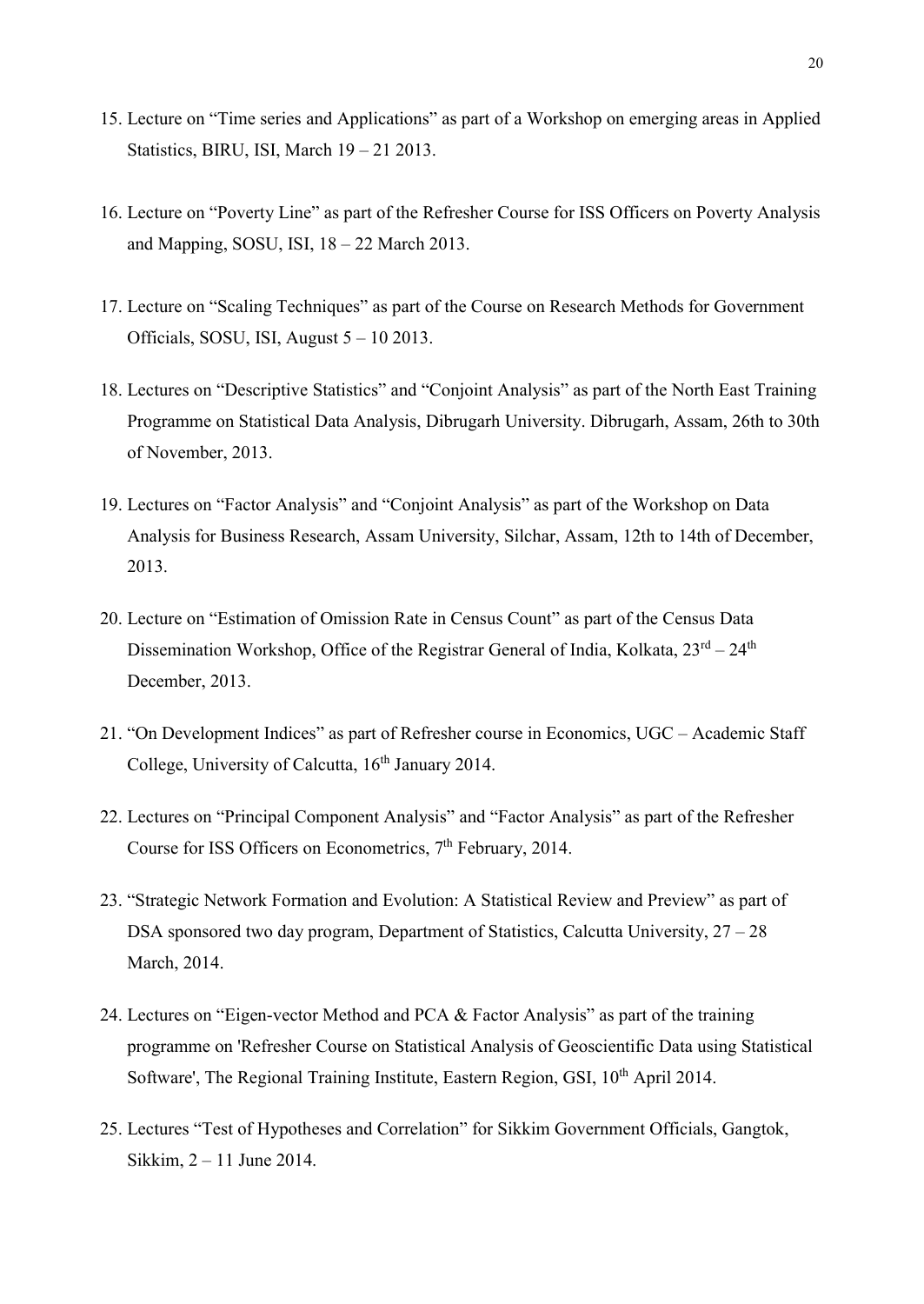15. Lecture on "Time series and Applications" as part of a Workshop on emerging areas in Applied Statistics, BIRU, ISI, March 19 – 21 2013.

16. Lecture on "Poverty Line" as part of the Refresher Course for ISS Officers on Poverty Analysis and Mapping, SOSU, ISI, 18 – 22 March 2013.

17. Lecture on "Scaling Techniques" as part of the Course on Research Methods for Government Officials, SOSU, ISI, August 5 – 10 2013.

18. Lectures on "Descriptive Statistics" and "Conjoint Analysis" as part of the North East Training Programme on Statistical Data Analysis, Dibrugarh University. Dibrugarh, Assam, 26th to 30th of November, 2013.

19. Lectures on "Factor Analysis" and "Conjoint Analysis" as part of the Workshop on Data Analysis for Business Research, Assam University, Silchar, Assam, 12th to 14th of December, 2013.

20. Lecture on "Estimation of Omission Rate in Census Count" as part of the Census Data Dissemination Workshop, Office of the Registrar General of India, Kolkata, 23rd – 24th December, 2013.

21. "On Development Indices" as part of Refresher course in Economics, UGC – Academic Staff College, University of Calcutta, 16th January 2014.

22. Lectures on "Principal Component Analysis" and "Factor Analysis" as part of the Refresher Course for ISS Officers on Econometrics, 7th February, 2014.

23. "Strategic Network Formation and Evolution: A Statistical Review and Preview" as part of DSA sponsored two day program, Department of Statistics, Calcutta University, 27 – 28 March, 2014.

24. Lectures on "Eigen-vector Method and PCA & Factor Analysis" as part of the training programme on 'Refresher Course on Statistical Analysis of Geoscientific Data using Statistical Software', The Regional Training Institute, Eastern Region, GSI, 10th April 2014.

25. Lectures "Test of Hypotheses and Correlation" for Sikkim Government Officials, Gangtok, Sikkim, 2 – 11 June 2014.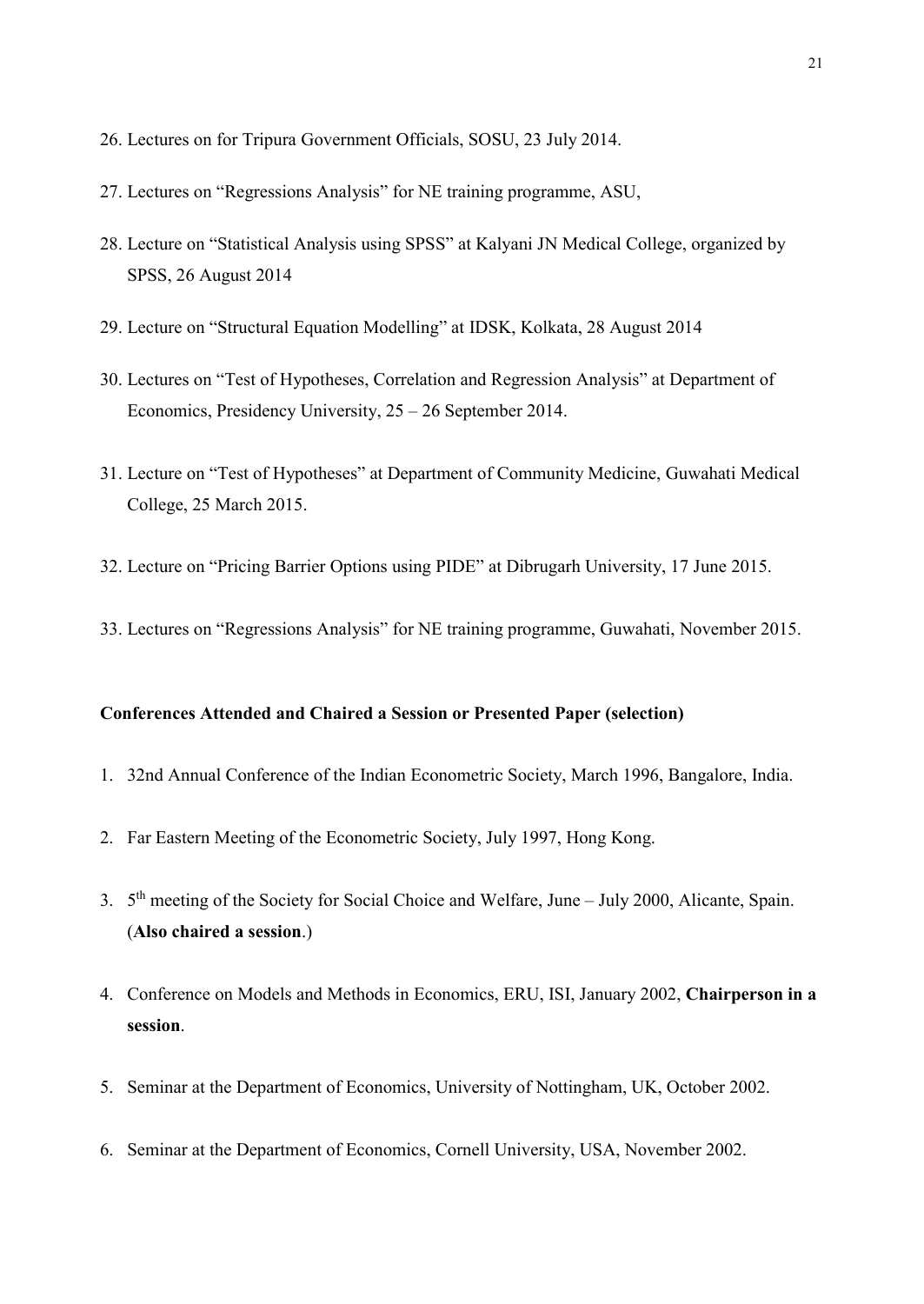26. Lectures on for Tripura Government Officials, SOSU, 23 July 2014.
27. Lectures on "Regressions Analysis" for NE training programme, ASU,
28. Lecture on "Statistical Analysis using SPSS" at Kalyani JN Medical College, organized by SPSS, 26 August 2014
29. Lecture on "Structural Equation Modelling" at IDSK, Kolkata, 28 August 2014
30. Lectures on "Test of Hypotheses, Correlation and Regression Analysis" at Department of Economics, Presidency University, 25 – 26 September 2014.
31. Lecture on "Test of Hypotheses" at Department of Community Medicine, Guwahati Medical College, 25 March 2015.
32. Lecture on "Pricing Barrier Options using PIDE" at Dibrugarh University, 17 June 2015.
33. Lectures on "Regressions Analysis" for NE training programme, Guwahati, November 2015.

**Conferences Attended and Chaired a Session or Presented Paper (selection)**

1. 32nd Annual Conference of the Indian Econometric Society, March 1996, Bangalore, India.
2. Far Eastern Meeting of the Econometric Society, July 1997, Hong Kong.
3. 5th meeting of the Society for Social Choice and Welfare, June – July 2000, Alicante, Spain. (**Also chaired a session**.)
4. Conference on Models and Methods in Economics, ERU, ISI, January 2002, **Chairperson in a session**.
5. Seminar at the Department of Economics, University of Nottingham, UK, October 2002.
6. Seminar at the Department of Economics, Cornell University, USA, November 2002.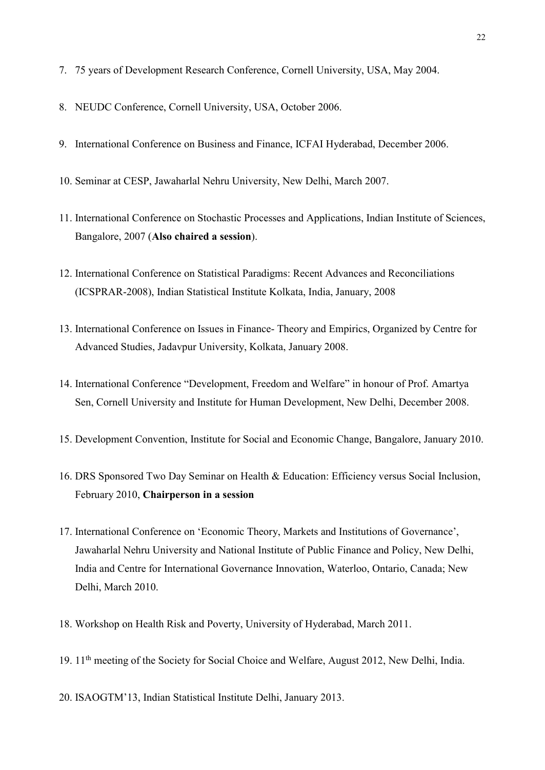7. 75 years of Development Research Conference, Cornell University, USA, May 2004.

8. NEUDC Conference, Cornell University, USA, October 2006.

9. International Conference on Business and Finance, ICFAI Hyderabad, December 2006.

10. Seminar at CESP, Jawaharlal Nehru University, New Delhi, March 2007.

11. International Conference on Stochastic Processes and Applications, Indian Institute of Sciences, Bangalore, 2007 (**Also chaired a session**).

12. International Conference on Statistical Paradigms: Recent Advances and Reconciliations (ICSPRAR-2008), Indian Statistical Institute Kolkata, India, January, 2008

13. International Conference on Issues in Finance- Theory and Empirics, Organized by Centre for Advanced Studies, Jadavpur University, Kolkata, January 2008.

14. International Conference "Development, Freedom and Welfare" in honour of Prof. Amartya Sen, Cornell University and Institute for Human Development, New Delhi, December 2008.

15. Development Convention, Institute for Social and Economic Change, Bangalore, January 2010.

16. DRS Sponsored Two Day Seminar on Health & Education: Efficiency versus Social Inclusion, February 2010, **Chairperson in a session**

17. International Conference on 'Economic Theory, Markets and Institutions of Governance', Jawaharlal Nehru University and National Institute of Public Finance and Policy, New Delhi, India and Centre for International Governance Innovation, Waterloo, Ontario, Canada; New Delhi, March 2010.

18. Workshop on Health Risk and Poverty, University of Hyderabad, March 2011.

19. 11th meeting of the Society for Social Choice and Welfare, August 2012, New Delhi, India.

20. ISAOGTM'13, Indian Statistical Institute Delhi, January 2013.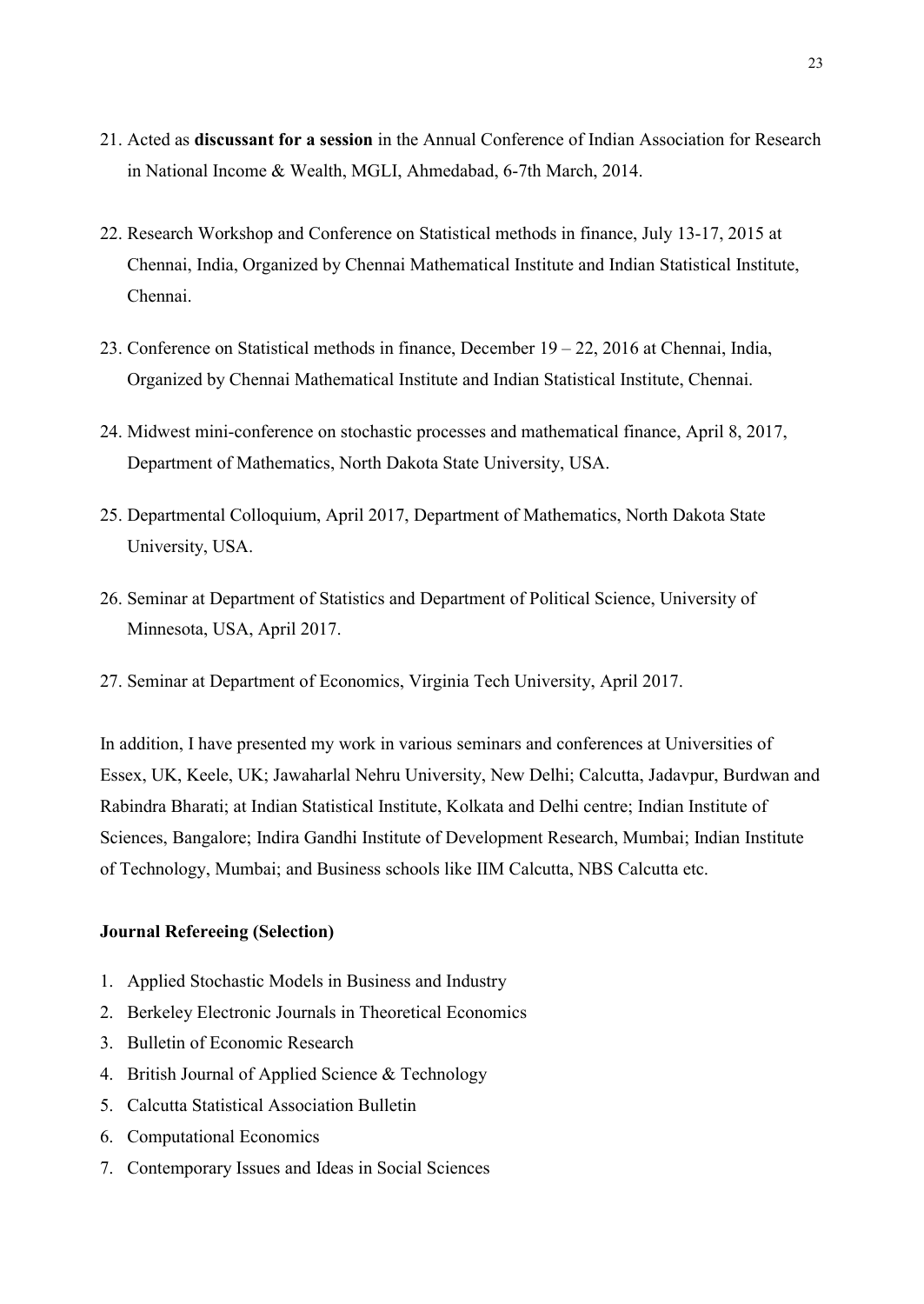21. Acted as **discussant for a session** in the Annual Conference of Indian Association for Research in National Income & Wealth, MGLI, Ahmedabad, 6-7th March, 2014.

22. Research Workshop and Conference on Statistical methods in finance, July 13-17, 2015 at Chennai, India, Organized by Chennai Mathematical Institute and Indian Statistical Institute, Chennai.

23. Conference on Statistical methods in finance, December 19 – 22, 2016 at Chennai, India, Organized by Chennai Mathematical Institute and Indian Statistical Institute, Chennai.

24. Midwest mini-conference on stochastic processes and mathematical finance, April 8, 2017, Department of Mathematics, North Dakota State University, USA.

25. Departmental Colloquium, April 2017, Department of Mathematics, North Dakota State University, USA.

26. Seminar at Department of Statistics and Department of Political Science, University of Minnesota, USA, April 2017.

27. Seminar at Department of Economics, Virginia Tech University, April 2017.

In addition, I have presented my work in various seminars and conferences at Universities of Essex, UK, Keele, UK; Jawaharlal Nehru University, New Delhi; Calcutta, Jadavpur, Burdwan and Rabindra Bharati; at Indian Statistical Institute, Kolkata and Delhi centre; Indian Institute of Sciences, Bangalore; Indira Gandhi Institute of Development Research, Mumbai; Indian Institute of Technology, Mumbai; and Business schools like IIM Calcutta, NBS Calcutta etc.

**Journal Refereeing (Selection)**

1. Applied Stochastic Models in Business and Industry
2. Berkeley Electronic Journals in Theoretical Economics
3. Bulletin of Economic Research
4. British Journal of Applied Science & Technology
5. Calcutta Statistical Association Bulletin
6. Computational Economics
7. Contemporary Issues and Ideas in Social Sciences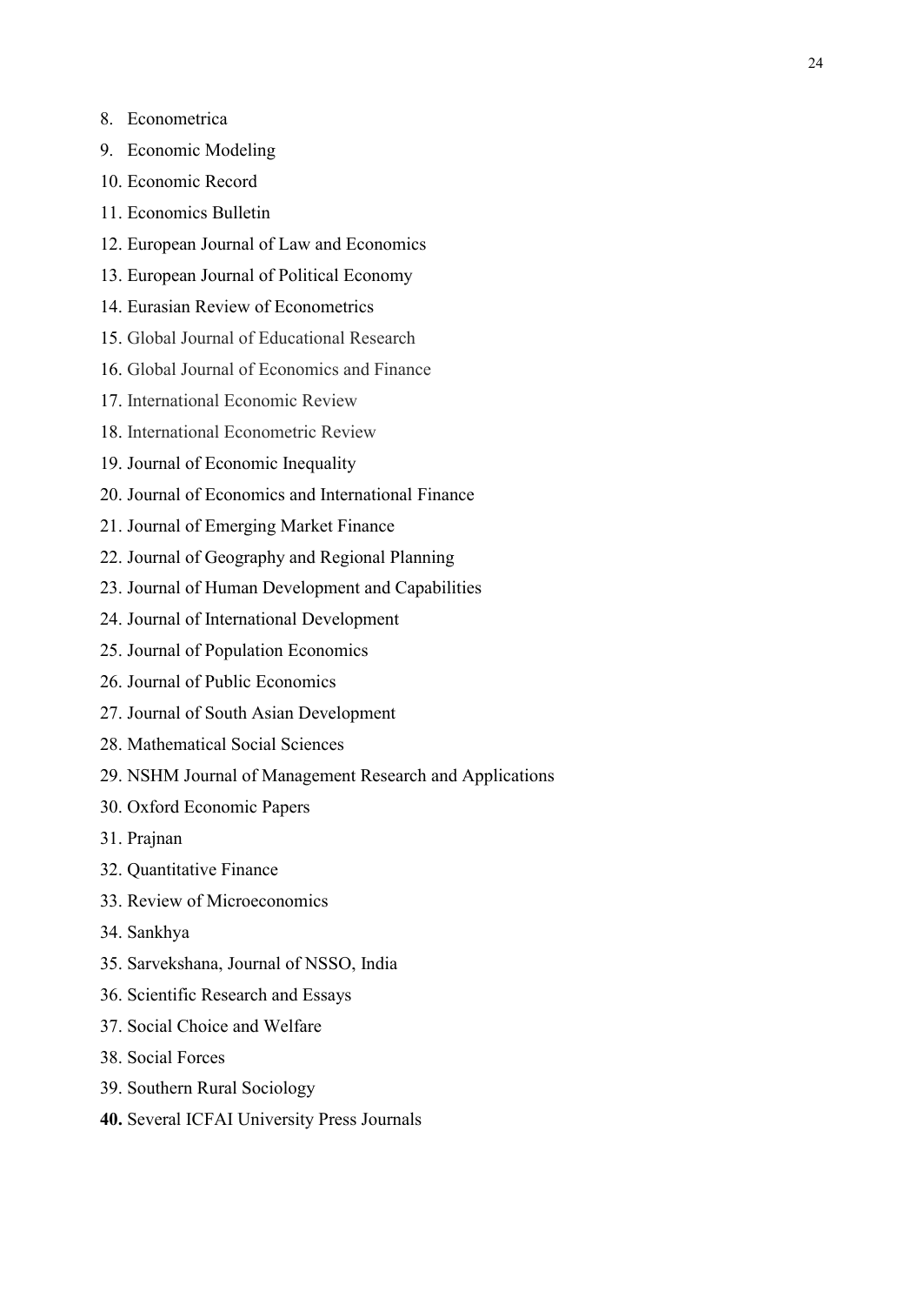8. Econometrica
9. Economic Modeling
10. Economic Record
11. Economics Bulletin
12. European Journal of Law and Economics
13. European Journal of Political Economy
14. Eurasian Review of Econometrics
15. Global Journal of Educational Research
16. Global Journal of Economics and Finance
17. International Economic Review
18. International Econometric Review
19. Journal of Economic Inequality
20. Journal of Economics and International Finance
21. Journal of Emerging Market Finance
22. Journal of Geography and Regional Planning
23. Journal of Human Development and Capabilities
24. Journal of International Development
25. Journal of Population Economics
26. Journal of Public Economics
27. Journal of South Asian Development
28. Mathematical Social Sciences
29. NSHM Journal of Management Research and Applications
30. Oxford Economic Papers
31. Prajnan
32. Quantitative Finance
33. Review of Microeconomics
34. Sankhya
35. Sarvekshana, Journal of NSSO, India
36. Scientific Research and Essays
37. Social Choice and Welfare
38. Social Forces
39. Southern Rural Sociology
40. Several ICFAI University Press Journals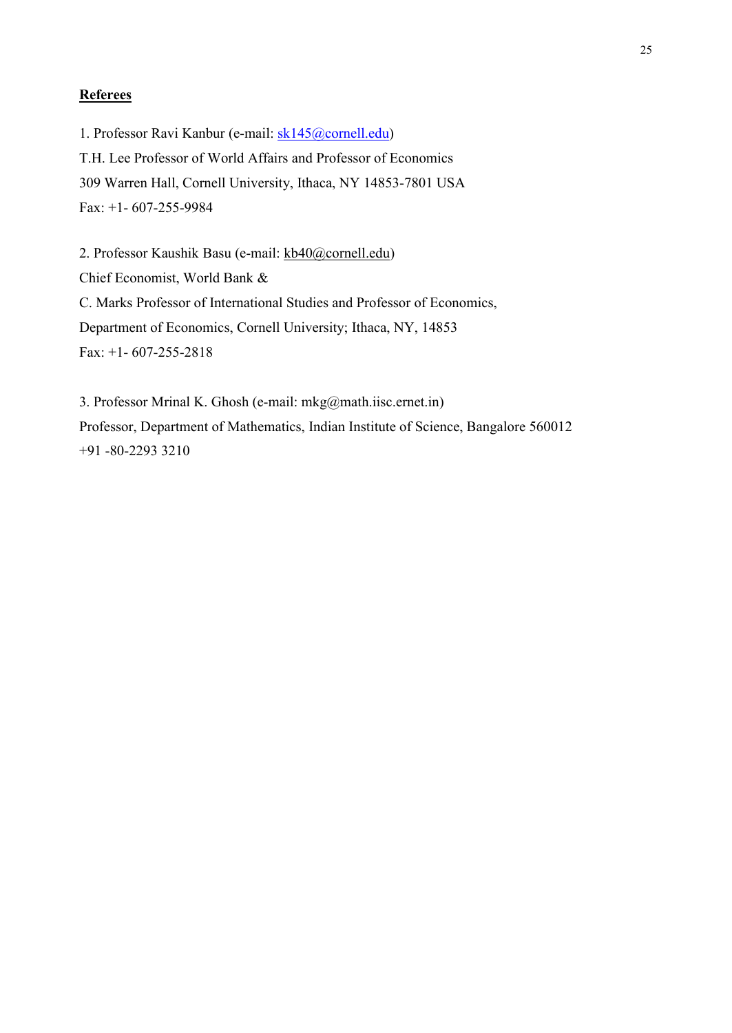## **Referees**

1. Professor Ravi Kanbur (e-mail: sk145@cornell.edu)
T.H. Lee Professor of World Affairs and Professor of Economics
309 Warren Hall, Cornell University, Ithaca, NY 14853-7801 USA
Fax: +1- 607-255-9984

2. Professor Kaushik Basu (e-mail: kb40@cornell.edu)
Chief Economist, World Bank &
C. Marks Professor of International Studies and Professor of Economics,
Department of Economics, Cornell University; Ithaca, NY, 14853
Fax: +1- 607-255-2818

3. Professor Mrinal K. Ghosh (e-mail: mkg@math.iisc.ernet.in)
Professor, Department of Mathematics, Indian Institute of Science, Bangalore 560012
+91 -80-2293 3210